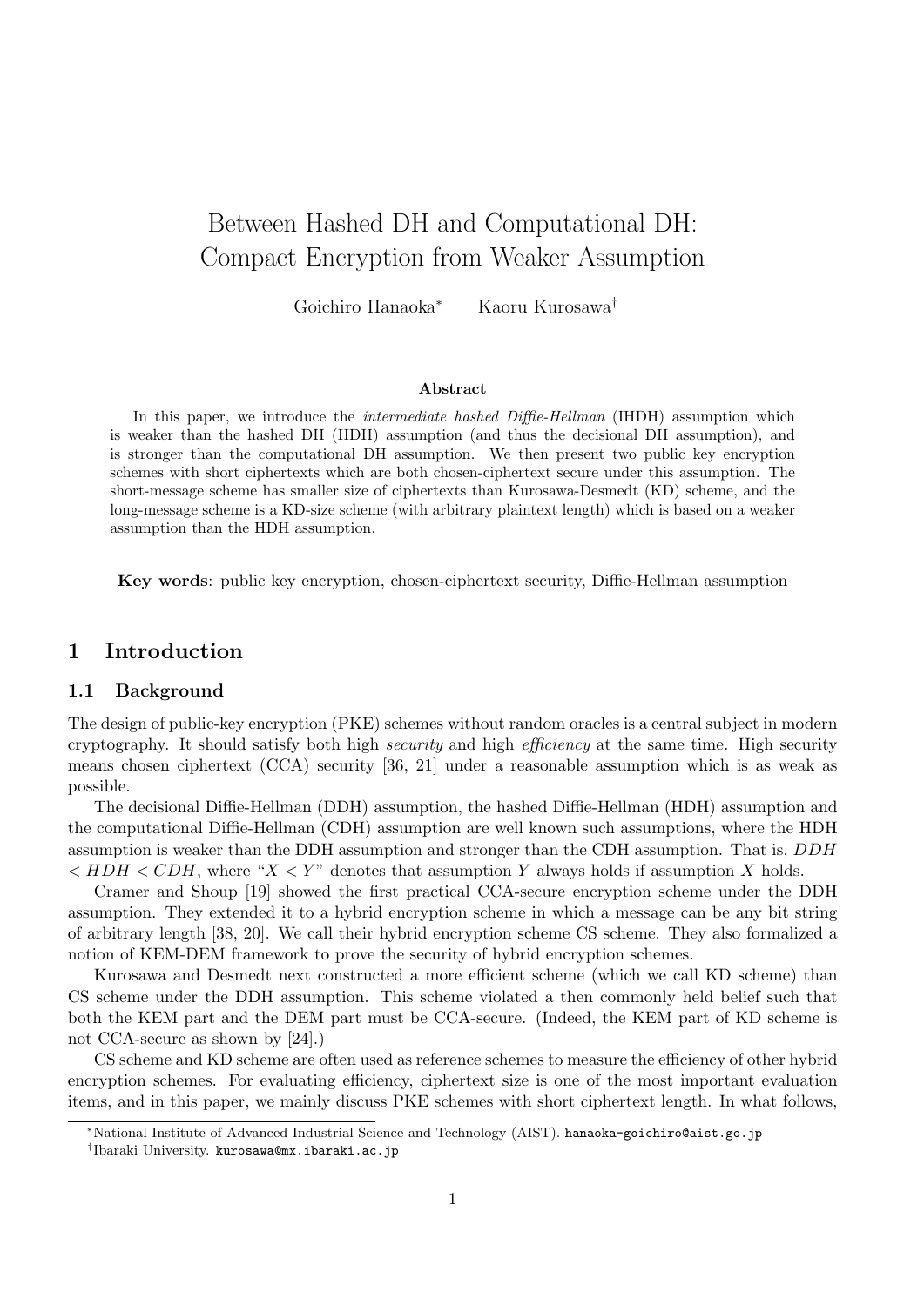# Between Hashed DH and Computational DH: Compact Encryption from Weaker Assumption

Goichiro Hanaoka[*] Kaoru Kurosawa[†]

### Abstract

In this paper, we introduce the *intermediate hashed Diffie-Hellman* (IHDH) assumption which is weaker than the hashed DH (HDH) assumption (and thus the decisional DH assumption), and is stronger than the computational DH assumption. We then present two public key encryption schemes with short ciphertexts which are both chosen-ciphertext secure under this assumption. The short-message scheme has smaller size of ciphertexts than Kurosawa-Desmedt (KD) scheme, and the long-message scheme is a KD-size scheme (with arbitrary plaintext length) which is based on a weaker assumption than the HDH assumption.

**Key words**: public key encryption, chosen-ciphertext security, Diffie-Hellman assumption

## 1 Introduction

### 1.1 Background

The design of public-key encryption (PKE) schemes without random oracles is a central subject in modern cryptography. It should satisfy both high *security* and high *efficiency* at the same time. High security means chosen ciphertext (CCA) security [36, 21] under a reasonable assumption which is as weak as possible.

The decisional Diffie-Hellman (DDH) assumption, the hashed Diffie-Hellman (HDH) assumption and the computational Diffie-Hellman (CDH) assumption are well known such assumptions, where the HDH assumption is weaker than the DDH assumption and stronger than the CDH assumption. That is, $DDH < HDH < CDH$, where "$X < Y$" denotes that assumption $Y$ always holds if assumption $X$ holds.

Cramer and Shoup [19] showed the first practical CCA-secure encryption scheme under the DDH assumption. They extended it to a hybrid encryption scheme in which a message can be any bit string of arbitrary length [38, 20]. We call their hybrid encryption scheme CS scheme. They also formalized a notion of KEM-DEM framework to prove the security of hybrid encryption schemes.

Kurosawa and Desmedt next constructed a more efficient scheme (which we call KD scheme) than CS scheme under the DDH assumption. This scheme violated a then commonly held belief such that both the KEM part and the DEM part must be CCA-secure. (Indeed, the KEM part of KD scheme is not CCA-secure as shown by [24].)

CS scheme and KD scheme are often used as reference schemes to measure the efficiency of other hybrid encryption schemes. For evaluating efficiency, ciphertext size is one of the most important evaluation items, and in this paper, we mainly discuss PKE schemes with short ciphertext length. In what follows,

[*]National Institute of Advanced Industrial Science and Technology (AIST). hanaoka-goichiro@aist.go.jp

[†]Ibaraki University. kurosawa@mx.ibaraki.ac.jp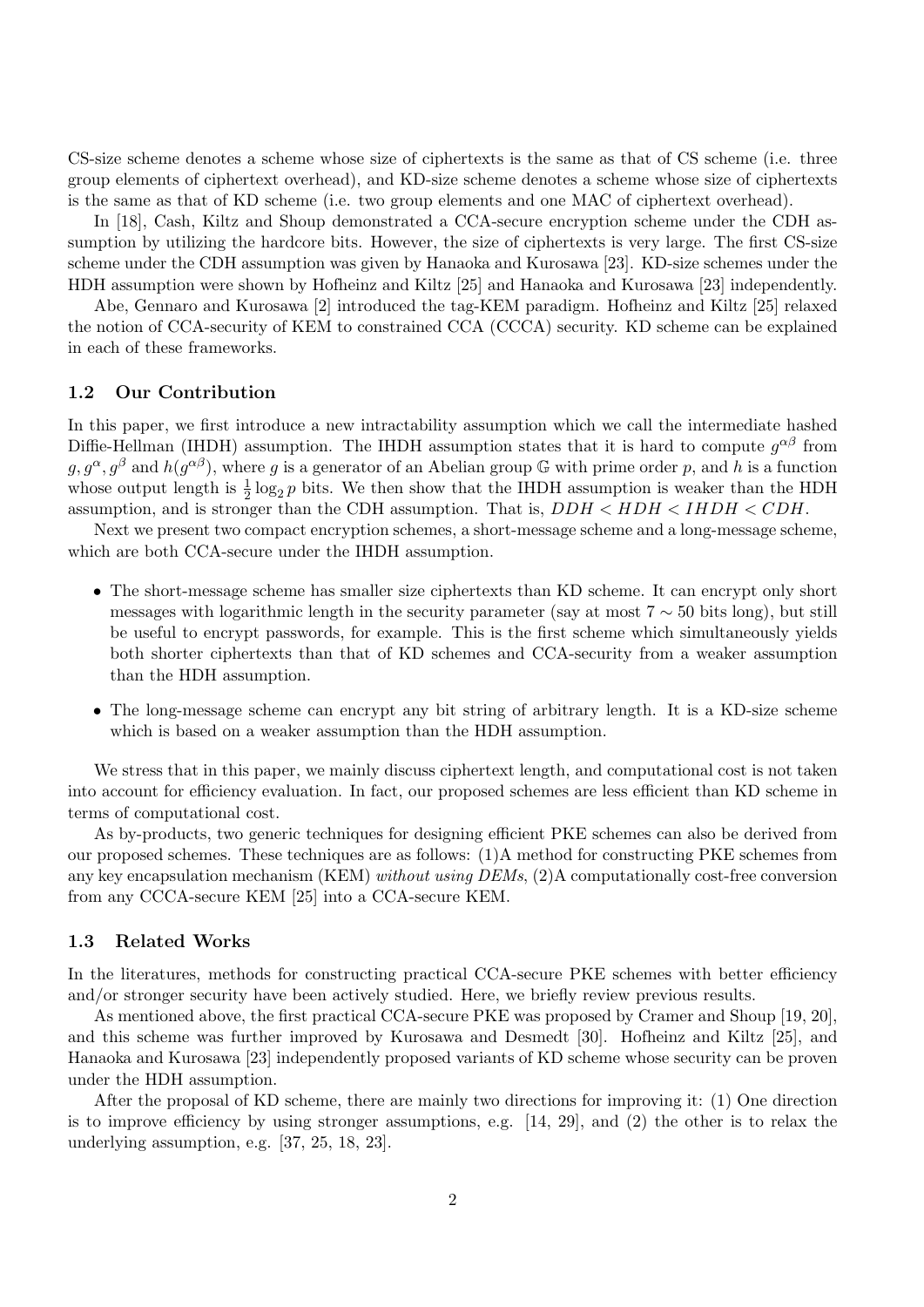CS-size scheme denotes a scheme whose size of ciphertexts is the same as that of CS scheme (i.e. three group elements of ciphertext overhead), and KD-size scheme denotes a scheme whose size of ciphertexts is the same as that of KD scheme (i.e. two group elements and one MAC of ciphertext overhead).

In [18], Cash, Kiltz and Shoup demonstrated a CCA-secure encryption scheme under the CDH assumption by utilizing the hardcore bits. However, the size of ciphertexts is very large. The first CS-size scheme under the CDH assumption was given by Hanaoka and Kurosawa [23]. KD-size schemes under the HDH assumption were shown by Hofheinz and Kiltz [25] and Hanaoka and Kurosawa [23] independently.

Abe, Gennaro and Kurosawa [2] introduced the tag-KEM paradigm. Hofheinz and Kiltz [25] relaxed the notion of CCA-security of KEM to constrained CCA (CCCA) security. KD scheme can be explained in each of these frameworks.

### 1.2 Our Contribution

In this paper, we first introduce a new intractability assumption which we call the intermediate hashed Diffie-Hellman (IHDH) assumption. The IHDH assumption states that it is hard to compute $g^{\alpha\beta}$ from $g, g^\alpha, g^\beta$ and $h(g^{\alpha\beta})$, where $g$ is a generator of an Abelian group $\mathbb{G}$ with prime order $p$, and $h$ is a function whose output length is $\frac{1}{2}\log_2 p$ bits. We then show that the IHDH assumption is weaker than the HDH assumption, and is stronger than the CDH assumption. That is, $DDH < HDH < IHDH < CDH$.

Next we present two compact encryption schemes, a short-message scheme and a long-message scheme, which are both CCA-secure under the IHDH assumption.

- The short-message scheme has smaller size ciphertexts than KD scheme. It can encrypt only short messages with logarithmic length in the security parameter (say at most $7 \sim 50$ bits long), but still be useful to encrypt passwords, for example. This is the first scheme which simultaneously yields both shorter ciphertexts than that of KD schemes and CCA-security from a weaker assumption than the HDH assumption.
- The long-message scheme can encrypt any bit string of arbitrary length. It is a KD-size scheme which is based on a weaker assumption than the HDH assumption.

We stress that in this paper, we mainly discuss ciphertext length, and computational cost is not taken into account for efficiency evaluation. In fact, our proposed schemes are less efficient than KD scheme in terms of computational cost.

As by-products, two generic techniques for designing efficient PKE schemes can also be derived from our proposed schemes. These techniques are as follows: (1)A method for constructing PKE schemes from any key encapsulation mechanism (KEM) *without using DEMs*, (2)A computationally cost-free conversion from any CCCA-secure KEM [25] into a CCA-secure KEM.

### 1.3 Related Works

In the literatures, methods for constructing practical CCA-secure PKE schemes with better efficiency and/or stronger security have been actively studied. Here, we briefly review previous results.

As mentioned above, the first practical CCA-secure PKE was proposed by Cramer and Shoup [19, 20], and this scheme was further improved by Kurosawa and Desmedt [30]. Hofheinz and Kiltz [25], and Hanaoka and Kurosawa [23] independently proposed variants of KD scheme whose security can be proven under the HDH assumption.

After the proposal of KD scheme, there are mainly two directions for improving it: (1) One direction is to improve efficiency by using stronger assumptions, e.g. [14, 29], and (2) the other is to relax the underlying assumption, e.g. [37, 25, 18, 23].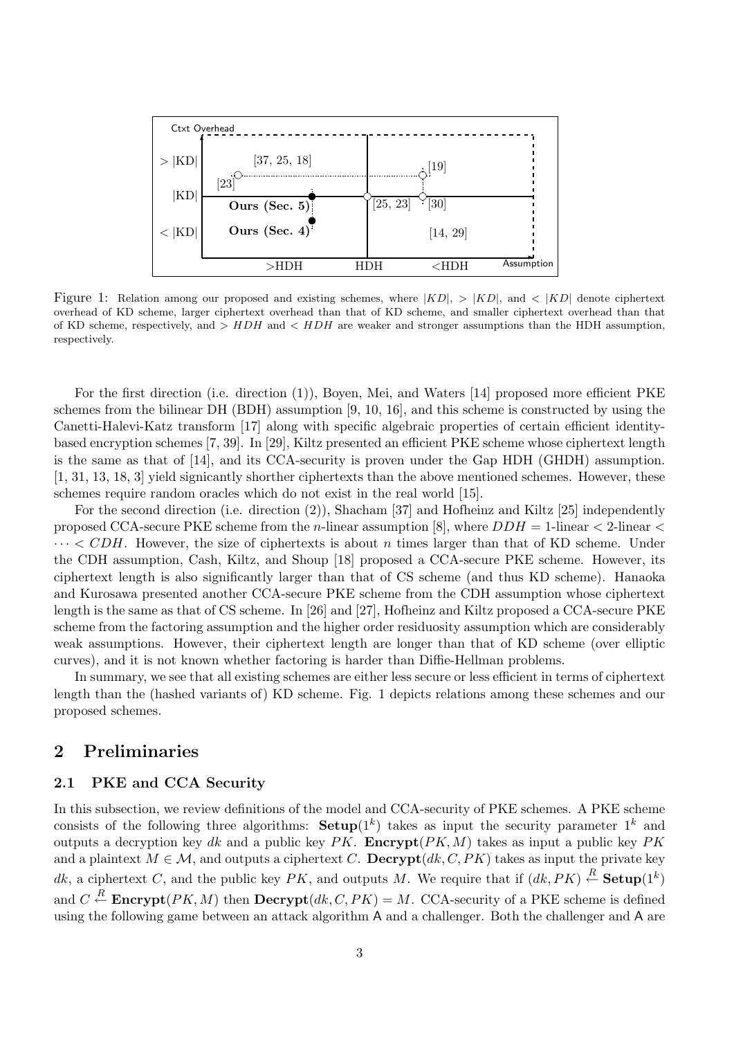Figure 1: Relation among our proposed and existing schemes, where $|KD|$, $> |KD|$, and $< |KD|$ denote ciphertext overhead of KD scheme, larger ciphertext overhead than that of KD scheme, and smaller ciphertext overhead than that of KD scheme, respectively, and $> HDH$ and $< HDH$ are weaker and stronger assumptions than the HDH assumption, respectively.

For the first direction (i.e. direction (1)), Boyen, Mei, and Waters [14] proposed more efficient PKE schemes from the bilinear DH (BDH) assumption [9, 10, 16], and this scheme is constructed by using the Canetti-Halevi-Katz transform [17] along with specific algebraic properties of certain efficient identity-based encryption schemes [7, 39]. In [29], Kiltz presented an efficient PKE scheme whose ciphertext length is the same as that of [14], and its CCA-security is proven under the Gap HDH (GHDH) assumption. [1, 31, 13, 18, 3] yield signicantly shorther ciphertexts than the above mentioned schemes. However, these schemes require random oracles which do not exist in the real world [15].

For the second direction (i.e. direction (2)), Shacham [37] and Hofheinz and Kiltz [25] independently proposed CCA-secure PKE scheme from the $n$-linear assumption [8], where $DDH = 1$-linear $<$ 2-linear $< \cdots < CDH$. However, the size of ciphertexts is about $n$ times larger than that of KD scheme. Under the CDH assumption, Cash, Kiltz, and Shoup [18] proposed a CCA-secure PKE scheme. However, its ciphertext length is also significantly larger than that of CS scheme (and thus KD scheme). Hanaoka and Kurosawa presented another CCA-secure PKE scheme from the CDH assumption whose ciphertext length is the same as that of CS scheme. In [26] and [27], Hofheinz and Kiltz proposed a CCA-secure PKE scheme from the factoring assumption and the higher order residuosity assumption which are considerably weak assumptions. However, their ciphertext length are longer than that of KD scheme (over elliptic curves), and it is not known whether factoring is harder than Diffie-Hellman problems.

In summary, we see that all existing schemes are either less secure or less efficient in terms of ciphertext length than the (hashed variants of) KD scheme. Fig. 1 depicts relations among these schemes and our proposed schemes.

## 2 Preliminaries

### 2.1 PKE and CCA Security

In this subsection, we review definitions of the model and CCA-security of PKE schemes. A PKE scheme consists of the following three algorithms: $\mathbf{Setup}(1^k)$ takes as input the security parameter $1^k$ and outputs a decryption key $dk$ and a public key $PK$. $\mathbf{Encrypt}(PK, M)$ takes as input a public key $PK$ and a plaintext $M \in \mathcal{M}$, and outputs a ciphertext $C$. $\mathbf{Decrypt}(dk, C, PK)$ takes as input the private key $dk$, a ciphertext $C$, and the public key $PK$, and outputs $M$. We require that if $(dk, PK) \xleftarrow{R} \mathbf{Setup}(1^k)$ and $C \xleftarrow{R} \mathbf{Encrypt}(PK, M)$ then $\mathbf{Decrypt}(dk, C, PK) = M$. CCA-security of a PKE scheme is defined using the following game between an attack algorithm $\mathsf{A}$ and a challenger. Both the challenger and $\mathsf{A}$ are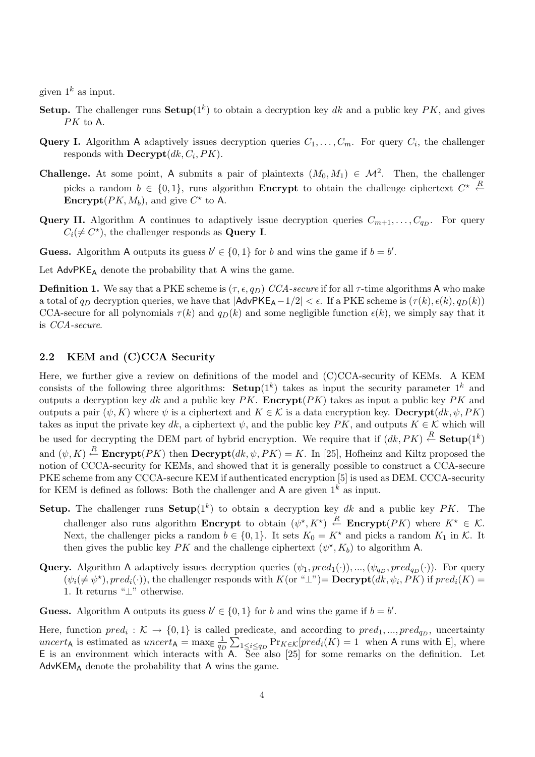given $1^k$ as input.

**Setup.** The challenger runs $\mathbf{Setup}(1^k)$ to obtain a decryption key $dk$ and a public key $PK$, and gives $PK$ to $\mathsf{A}$.

**Query I.** Algorithm $\mathsf{A}$ adaptively issues decryption queries $C_1, \ldots, C_m$. For query $C_i$, the challenger responds with $\mathbf{Decrypt}(dk, C_i, PK)$.

**Challenge.** At some point, $\mathsf{A}$ submits a pair of plaintexts $(M_0, M_1) \in \mathcal{M}^2$. Then, the challenger picks a random $b \in \{0,1\}$, runs algorithm **Encrypt** to obtain the challenge ciphertext $C^\star \stackrel{R}{\leftarrow} \mathbf{Encrypt}(PK, M_b)$, and give $C^\star$ to $\mathsf{A}$.

**Query II.** Algorithm $\mathsf{A}$ continues to adaptively issue decryption queries $C_{m+1}, \ldots, C_{q_D}$. For query $C_i (\neq C^\star)$, the challenger responds as **Query I**.

**Guess.** Algorithm $\mathsf{A}$ outputs its guess $b' \in \{0,1\}$ for $b$ and wins the game if $b = b'$.

Let $\mathsf{AdvPKE_A}$ denote the probability that $\mathsf{A}$ wins the game.

**Definition 1.** We say that a PKE scheme is $(\tau, \epsilon, q_D)$ *CCA-secure* if for all $\tau$-time algorithms $\mathsf{A}$ who make a total of $q_D$ decryption queries, we have that $|\mathsf{AdvPKE_A} - 1/2| < \epsilon$. If a PKE scheme is $(\tau(k), \epsilon(k), q_D(k))$ CCA-secure for all polynomials $\tau(k)$ and $q_D(k)$ and some negligible function $\epsilon(k)$, we simply say that it is *CCA-secure*.

## 2.2 KEM and (C)CCA Security

Here, we further give a review on definitions of the model and (C)CCA-security of KEMs. A KEM consists of the following three algorithms: $\mathbf{Setup}(1^k)$ takes as input the security parameter $1^k$ and outputs a decryption key $dk$ and a public key $PK$. $\mathbf{Encrypt}(PK)$ takes as input a public key $PK$ and outputs a pair $(\psi, K)$ where $\psi$ is a ciphertext and $K \in \mathcal{K}$ is a data encryption key. $\mathbf{Decrypt}(dk, \psi, PK)$ takes as input the private key $dk$, a ciphertext $\psi$, and the public key $PK$, and outputs $K \in \mathcal{K}$ which will be used for decrypting the DEM part of hybrid encryption. We require that if $(dk, PK) \stackrel{R}{\leftarrow} \mathbf{Setup}(1^k)$ and $(\psi, K) \stackrel{R}{\leftarrow} \mathbf{Encrypt}(PK)$ then $\mathbf{Decrypt}(dk, \psi, PK) = K$. In [25], Hofheinz and Kiltz proposed the notion of CCCA-security for KEMs, and showed that it is generally possible to construct a CCA-secure PKE scheme from any CCCA-secure KEM if authenticated encryption [5] is used as DEM. CCCA-security for KEM is defined as follows: Both the challenger and $\mathsf{A}$ are given $1^k$ as input.

**Setup.** The challenger runs $\mathbf{Setup}(1^k)$ to obtain a decryption key $dk$ and a public key $PK$. The challenger also runs algorithm **Encrypt** to obtain $(\psi^\star, K^\star) \stackrel{R}{\leftarrow} \mathbf{Encrypt}(PK)$ where $K^\star \in \mathcal{K}$. Next, the challenger picks a random $b \in \{0,1\}$. It sets $K_0 = K^\star$ and picks a random $K_1$ in $\mathcal{K}$. It then gives the public key $PK$ and the challenge ciphertext $(\psi^\star, K_b)$ to algorithm $\mathsf{A}$.

**Query.** Algorithm $\mathsf{A}$ adaptively issues decryption queries $(\psi_1, pred_1(\cdot)), \ldots, (\psi_{q_D}, pred_{q_D}(\cdot))$. For query $(\psi_i(\neq \psi^\star), pred_i(\cdot))$, the challenger responds with $K$(or "$\perp$")$= \mathbf{Decrypt}(dk, \psi_i, PK)$ if $pred_i(K) = 1$. It returns "$\perp$" otherwise.

**Guess.** Algorithm $\mathsf{A}$ outputs its guess $b' \in \{0,1\}$ for $b$ and wins the game if $b = b'$.

Here, function $pred_i : \mathcal{K} \to \{0,1\}$ is called predicate, and according to $pred_1, \ldots, pred_{q_D}$, uncertainty $uncert_{\mathsf{A}}$ is estimated as $uncert_{\mathsf{A}} = \max_{\mathsf{E}} \frac{1}{q_D} \sum_{1 \le i \le q_D} \Pr_{K \in \mathcal{K}}[pred_i(K) = 1 \text{ when } \mathsf{A} \text{ runs with } \mathsf{E}]$, where $\mathsf{E}$ is an environment which interacts with $\mathsf{A}$. See also [25] for some remarks on the definition. Let $\mathsf{AdvKEM_A}$ denote the probability that $\mathsf{A}$ wins the game.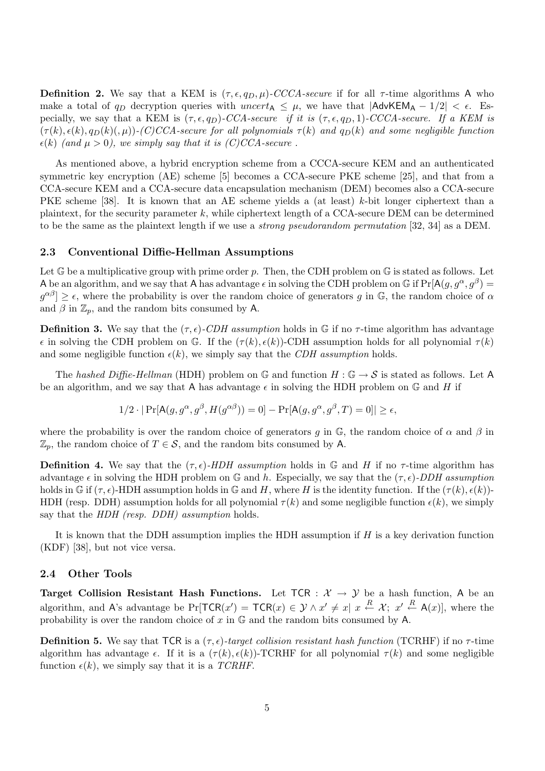**Definition 2.** We say that a KEM is $(\tau, \epsilon, q_D, \mu)$-*CCCA-secure* if for all $\tau$-time algorithms $\mathsf{A}$ who make a total of $q_D$ decryption queries with $uncert_{\mathsf{A}} \leq \mu$, we have that $|\mathsf{AdvKEM}_{\mathsf{A}} - 1/2| < \epsilon$. Especially, we say that a KEM is $(\tau, \epsilon, q_D)$-*CCA-secure if it is* $(\tau, \epsilon, q_D, 1)$-*CCCA-secure. If a KEM is* $(\tau(k), \epsilon(k), q_D(k)(, \mu))$-*(C)CCA-secure for all polynomials* $\tau(k)$ *and* $q_D(k)$ *and some negligible function* $\epsilon(k)$ *(and* $\mu > 0$*), we simply say that it is (C)CCA-secure .*

As mentioned above, a hybrid encryption scheme from a CCCA-secure KEM and an authenticated symmetric key encryption (AE) scheme [5] becomes a CCA-secure PKE scheme [25], and that from a CCA-secure KEM and a CCA-secure data encapsulation mechanism (DEM) becomes also a CCA-secure PKE scheme [38]. It is known that an AE scheme yields a (at least) $k$-bit longer ciphertext than a plaintext, for the security parameter $k$, while ciphertext length of a CCA-secure DEM can be determined to be the same as the plaintext length if we use a *strong pseudorandom permutation* [32, 34] as a DEM.

### 2.3 Conventional Diffie-Hellman Assumptions

Let $\mathbb{G}$ be a multiplicative group with prime order $p$. Then, the CDH problem on $\mathbb{G}$ is stated as follows. Let $\mathsf{A}$ be an algorithm, and we say that $\mathsf{A}$ has advantage $\epsilon$ in solving the CDH problem on $\mathbb{G}$ if $\Pr[\mathsf{A}(g, g^\alpha, g^\beta) = g^{\alpha\beta}] \geq \epsilon$, where the probability is over the random choice of generators $g$ in $\mathbb{G}$, the random choice of $\alpha$ and $\beta$ in $\mathbb{Z}_p$, and the random bits consumed by $\mathsf{A}$.

**Definition 3.** We say that the $(\tau, \epsilon)$-*CDH assumption* holds in $\mathbb{G}$ if no $\tau$-time algorithm has advantage $\epsilon$ in solving the CDH problem on $\mathbb{G}$. If the $(\tau(k), \epsilon(k))$-CDH assumption holds for all polynomial $\tau(k)$ and some negligible function $\epsilon(k)$, we simply say that the *CDH assumption* holds.

The *hashed Diffie-Hellman* (HDH) problem on $\mathbb{G}$ and function $H : \mathbb{G} \to \mathcal{S}$ is stated as follows. Let $\mathsf{A}$ be an algorithm, and we say that $\mathsf{A}$ has advantage $\epsilon$ in solving the HDH problem on $\mathbb{G}$ and $H$ if

$$1/2 \cdot |\Pr[\mathsf{A}(g, g^\alpha, g^\beta, H(g^{\alpha\beta})) = 0] - \Pr[\mathsf{A}(g, g^\alpha, g^\beta, T) = 0]| \geq \epsilon,$$

where the probability is over the random choice of generators $g$ in $\mathbb{G}$, the random choice of $\alpha$ and $\beta$ in $\mathbb{Z}_p$, the random choice of $T \in \mathcal{S}$, and the random bits consumed by $\mathsf{A}$.

**Definition 4.** We say that the $(\tau, \epsilon)$-*HDH assumption* holds in $\mathbb{G}$ and $H$ if no $\tau$-time algorithm has advantage $\epsilon$ in solving the HDH problem on $\mathbb{G}$ and $h$. Especially, we say that the $(\tau, \epsilon)$-*DDH assumption* holds in $\mathbb{G}$ if $(\tau, \epsilon)$-HDH assumption holds in $\mathbb{G}$ and $H$, where $H$ is the identity function. If the $(\tau(k), \epsilon(k))$-HDH (resp. DDH) assumption holds for all polynomial $\tau(k)$ and some negligible function $\epsilon(k)$, we simply say that the *HDH (resp. DDH) assumption* holds.

It is known that the DDH assumption implies the HDH assumption if $H$ is a key derivation function (KDF) [38], but not vice versa.

### 2.4 Other Tools

**Target Collision Resistant Hash Functions.** Let $\mathsf{TCR} : \mathcal{X} \to \mathcal{Y}$ be a hash function, $\mathsf{A}$ be an algorithm, and $\mathsf{A}$'s advantage be $\Pr[\mathsf{TCR}(x') = \mathsf{TCR}(x) \in \mathcal{Y} \land x' \neq x \mid x \xleftarrow{R} \mathcal{X};\ x' \xleftarrow{R} \mathsf{A}(x)]$, where the probability is over the random choice of $x$ in $\mathbb{G}$ and the random bits consumed by $\mathsf{A}$.

**Definition 5.** We say that $\mathsf{TCR}$ is a $(\tau, \epsilon)$-*target collision resistant hash function* (TCRHF) if no $\tau$-time algorithm has advantage $\epsilon$. If it is a $(\tau(k), \epsilon(k))$-TCRHF for all polynomial $\tau(k)$ and some negligible function $\epsilon(k)$, we simply say that it is a *TCRHF*.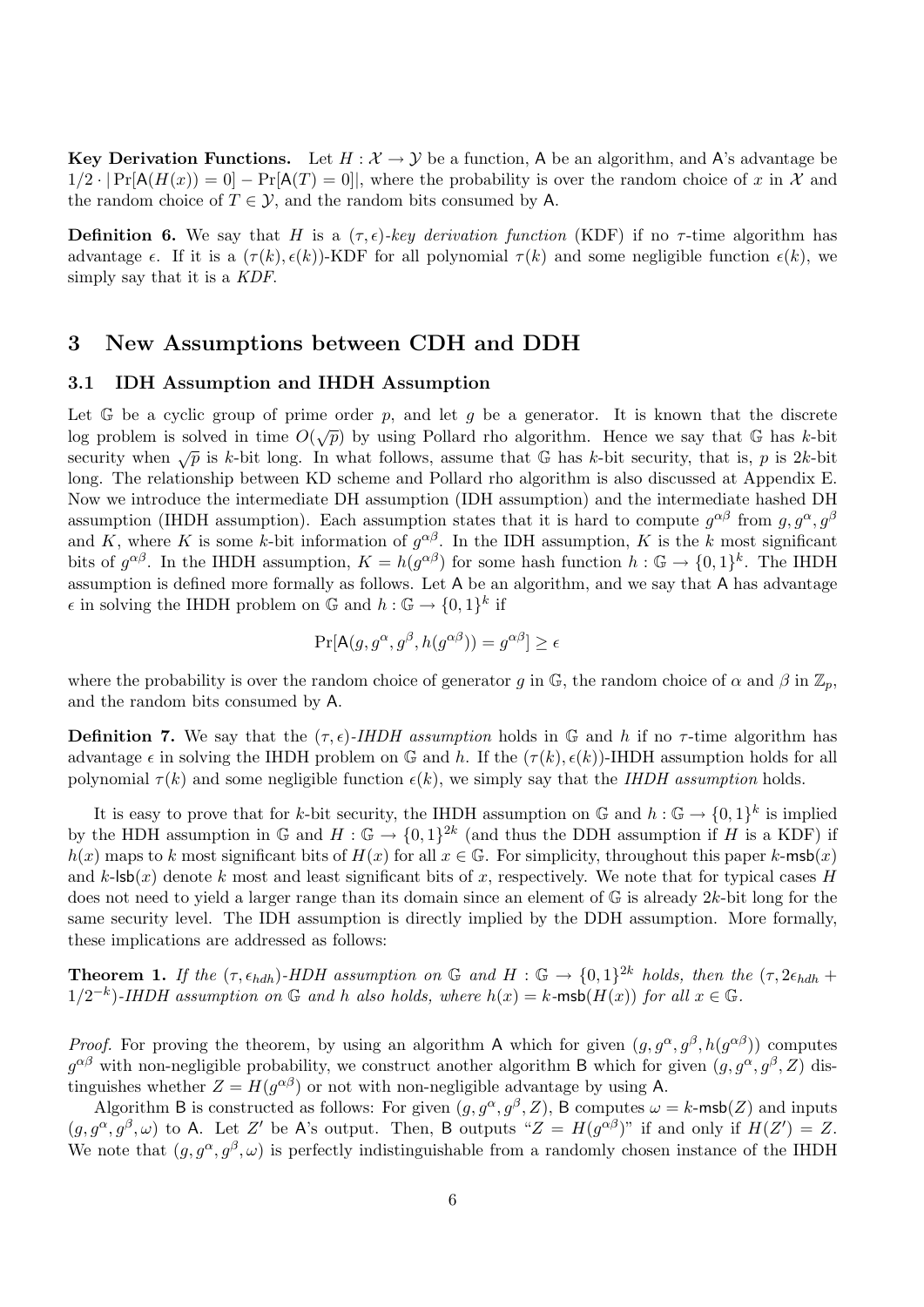**Key Derivation Functions.** Let $H : \mathcal{X} \to \mathcal{Y}$ be a function, $\mathsf{A}$ be an algorithm, and $\mathsf{A}$'s advantage be $1/2 \cdot |\Pr[\mathsf{A}(H(x)) = 0] - \Pr[\mathsf{A}(T) = 0]|$, where the probability is over the random choice of $x$ in $\mathcal{X}$ and the random choice of $T \in \mathcal{Y}$, and the random bits consumed by $\mathsf{A}$.

**Definition 6.** We say that $H$ is a $(\tau, \epsilon)$-*key derivation function* (KDF) if no $\tau$-time algorithm has advantage $\epsilon$. If it is a $(\tau(k), \epsilon(k))$-KDF for all polynomial $\tau(k)$ and some negligible function $\epsilon(k)$, we simply say that it is a *KDF*.

## 3 New Assumptions between CDH and DDH

### 3.1 IDH Assumption and IHDH Assumption

Let $\mathbb{G}$ be a cyclic group of prime order $p$, and let $g$ be a generator. It is known that the discrete log problem is solved in time $O(\sqrt{p})$ by using Pollard rho algorithm. Hence we say that $\mathbb{G}$ has $k$-bit security when $\sqrt{p}$ is $k$-bit long. In what follows, assume that $\mathbb{G}$ has $k$-bit security, that is, $p$ is $2k$-bit long. The relationship between KD scheme and Pollard rho algorithm is also discussed at Appendix E. Now we introduce the intermediate DH assumption (IDH assumption) and the intermediate hashed DH assumption (IHDH assumption). Each assumption states that it is hard to compute $g^{\alpha\beta}$ from $g, g^\alpha, g^\beta$ and $K$, where $K$ is some $k$-bit information of $g^{\alpha\beta}$. In the IDH assumption, $K$ is the $k$ most significant bits of $g^{\alpha\beta}$. In the IHDH assumption, $K = h(g^{\alpha\beta})$ for some hash function $h : \mathbb{G} \to \{0,1\}^k$. The IHDH assumption is defined more formally as follows. Let $\mathsf{A}$ be an algorithm, and we say that $\mathsf{A}$ has advantage $\epsilon$ in solving the IHDH problem on $\mathbb{G}$ and $h : \mathbb{G} \to \{0,1\}^k$ if

$$\Pr[\mathsf{A}(g, g^\alpha, g^\beta, h(g^{\alpha\beta})) = g^{\alpha\beta}] \geq \epsilon$$

where the probability is over the random choice of generator $g$ in $\mathbb{G}$, the random choice of $\alpha$ and $\beta$ in $\mathbb{Z}_p$, and the random bits consumed by $\mathsf{A}$.

**Definition 7.** We say that the $(\tau, \epsilon)$-*IHDH assumption* holds in $\mathbb{G}$ and $h$ if no $\tau$-time algorithm has advantage $\epsilon$ in solving the IHDH problem on $\mathbb{G}$ and $h$. If the $(\tau(k), \epsilon(k))$-IHDH assumption holds for all polynomial $\tau(k)$ and some negligible function $\epsilon(k)$, we simply say that the *IHDH assumption* holds.

It is easy to prove that for $k$-bit security, the IHDH assumption on $\mathbb{G}$ and $h : \mathbb{G} \to \{0,1\}^k$ is implied by the HDH assumption in $\mathbb{G}$ and $H : \mathbb{G} \to \{0,1\}^{2k}$ (and thus the DDH assumption if $H$ is a KDF) if $h(x)$ maps to $k$ most significant bits of $H(x)$ for all $x \in \mathbb{G}$. For simplicity, throughout this paper $k$-$\mathsf{msb}(x)$ and $k$-$\mathsf{lsb}(x)$ denote $k$ most and least significant bits of $x$, respectively. We note that for typical cases $H$ does not need to yield a larger range than its domain since an element of $\mathbb{G}$ is already $2k$-bit long for the same security level. The IDH assumption is directly implied by the DDH assumption. More formally, these implications are addressed as follows:

**Theorem 1.** *If the $(\tau, \epsilon_{hdh})$-HDH assumption on $\mathbb{G}$ and $H : \mathbb{G} \to \{0,1\}^{2k}$ holds, then the $(\tau, 2\epsilon_{hdh} + 1/2^{-k})$-IHDH assumption on $\mathbb{G}$ and $h$ also holds, where $h(x) = k$-$\mathsf{msb}(H(x))$ for all $x \in \mathbb{G}$.*

*Proof.* For proving the theorem, by using an algorithm $\mathsf{A}$ which for given $(g, g^\alpha, g^\beta, h(g^{\alpha\beta}))$ computes $g^{\alpha\beta}$ with non-negligible probability, we construct another algorithm $\mathsf{B}$ which for given $(g, g^\alpha, g^\beta, Z)$ distinguishes whether $Z = H(g^{\alpha\beta})$ or not with non-negligible advantage by using $\mathsf{A}$.

Algorithm $\mathsf{B}$ is constructed as follows: For given $(g, g^\alpha, g^\beta, Z)$, $\mathsf{B}$ computes $\omega = k$-$\mathsf{msb}(Z)$ and inputs $(g, g^\alpha, g^\beta, \omega)$ to $\mathsf{A}$. Let $Z'$ be $\mathsf{A}$'s output. Then, $\mathsf{B}$ outputs "$Z = H(g^{\alpha\beta})$" if and only if $H(Z') = Z$. We note that $(g, g^\alpha, g^\beta, \omega)$ is perfectly indistinguishable from a randomly chosen instance of the IHDH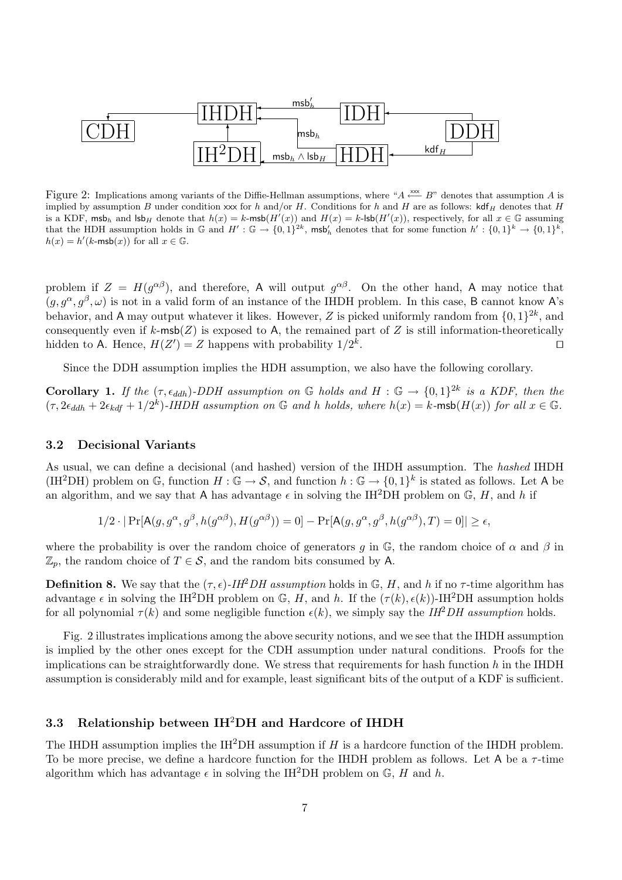Figure 2: Implications among variants of the Diffie-Hellman assumptions, where "$A \xleftarrow{\text{xxx}} B$" denotes that assumption $A$ is implied by assumption $B$ under condition xxx for $h$ and/or $H$. Conditions for $h$ and $H$ are as follows: $\mathsf{kdf}_H$ denotes that $H$ is a KDF, $\mathsf{msb}_h$ and $\mathsf{lsb}_H$ denote that $h(x) = k\text{-}\mathsf{msb}(H'(x))$ and $H(x) = k\text{-}\mathsf{lsb}(H'(x))$, respectively, for all $x \in \mathbb{G}$ assuming that the HDH assumption holds in $\mathbb{G}$ and $H' : \mathbb{G} \to \{0,1\}^{2k}$, $\mathsf{msb}'_h$ denotes that for some function $h' : \{0,1\}^k \to \{0,1\}^k$, $h(x) = h'(k\text{-}\mathsf{msb}(x))$ for all $x \in \mathbb{G}$.

problem if $Z = H(g^{\alpha\beta})$, and therefore, A will output $g^{\alpha\beta}$. On the other hand, A may notice that $(g, g^\alpha, g^\beta, \omega)$ is not in a valid form of an instance of the IHDH problem. In this case, B cannot know A's behavior, and A may output whatever it likes. However, $Z$ is picked uniformly random from $\{0,1\}^{2k}$, and consequently even if $k\text{-}\mathsf{msb}(Z)$ is exposed to A, the remained part of $Z$ is still information-theoretically hidden to A. Hence, $H(Z') = Z$ happens with probability $1/2^k$. □

Since the DDH assumption implies the HDH assumption, we also have the following corollary.

**Corollary 1.** *If the $(\tau, \epsilon_{ddh})$-DDH assumption on $\mathbb{G}$ holds and $H : \mathbb{G} \to \{0,1\}^{2k}$ is a KDF, then the $(\tau, 2\epsilon_{ddh} + 2\epsilon_{kdf} + 1/2^k)$-IHDH assumption on $\mathbb{G}$ and $h$ holds, where $h(x) = k\text{-}\mathsf{msb}(H(x))$ for all $x \in \mathbb{G}$.*

### 3.2 Decisional Variants

As usual, we can define a decisional (and hashed) version of the IHDH assumption. The *hashed* IHDH ($\text{IH}^2\text{DH}$) problem on $\mathbb{G}$, function $H : \mathbb{G} \to \mathcal{S}$, and function $h : \mathbb{G} \to \{0,1\}^k$ is stated as follows. Let A be an algorithm, and we say that A has advantage $\epsilon$ in solving the $\text{IH}^2\text{DH}$ problem on $\mathbb{G}$, $H$, and $h$ if

$$1/2 \cdot |\Pr[\mathsf{A}(g, g^\alpha, g^\beta, h(g^{\alpha\beta}), H(g^{\alpha\beta})) = 0] - \Pr[\mathsf{A}(g, g^\alpha, g^\beta, h(g^{\alpha\beta}), T) = 0]| \geq \epsilon,$$

where the probability is over the random choice of generators $g$ in $\mathbb{G}$, the random choice of $\alpha$ and $\beta$ in $\mathbb{Z}_p$, the random choice of $T \in \mathcal{S}$, and the random bits consumed by A.

**Definition 8.** We say that the $(\tau, \epsilon)$-*$\text{IH}^2\text{DH}$ assumption* holds in $\mathbb{G}$, $H$, and $h$ if no $\tau$-time algorithm has advantage $\epsilon$ in solving the $\text{IH}^2\text{DH}$ problem on $\mathbb{G}$, $H$, and $h$. If the $(\tau(k), \epsilon(k))$-$\text{IH}^2\text{DH}$ assumption holds for all polynomial $\tau(k)$ and some negligible function $\epsilon(k)$, we simply say the *$\text{IH}^2\text{DH}$ assumption* holds.

Fig. 2 illustrates implications among the above security notions, and we see that the IHDH assumption is implied by the other ones except for the CDH assumption under natural conditions. Proofs for the implications can be straightforwardly done. We stress that requirements for hash function $h$ in the IHDH assumption is considerably mild and for example, least significant bits of the output of a KDF is sufficient.

### 3.3 Relationship between $\text{IH}^2\text{DH}$ and Hardcore of IHDH

The IHDH assumption implies the $\text{IH}^2\text{DH}$ assumption if $H$ is a hardcore function of the IHDH problem. To be more precise, we define a hardcore function for the IHDH problem as follows. Let A be a $\tau$-time algorithm which has advantage $\epsilon$ in solving the $\text{IH}^2\text{DH}$ problem on $\mathbb{G}$, $H$ and $h$.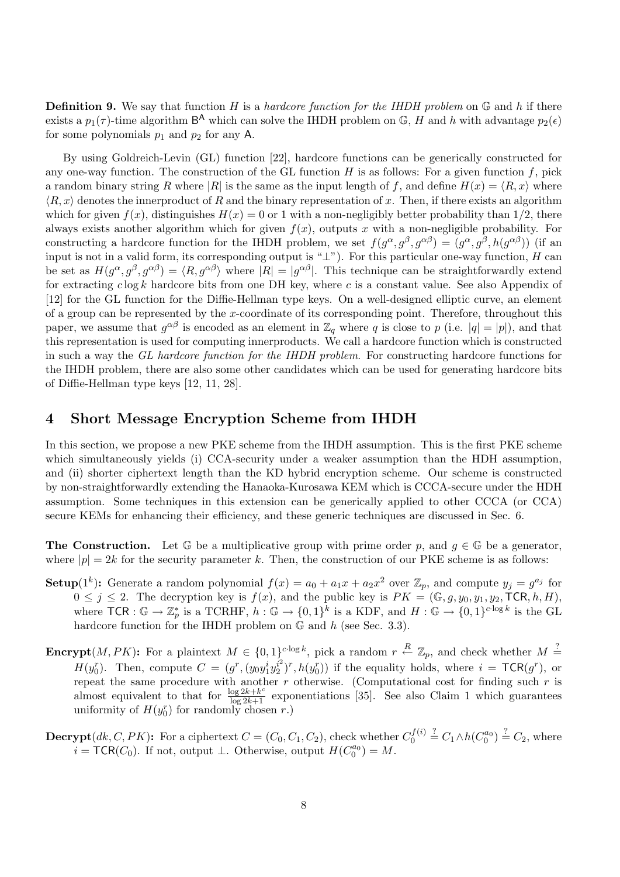**Definition 9.** We say that function $H$ is a *hardcore function for the IHDH problem* on $\mathbb{G}$ and $h$ if there exists a $p_1(\tau)$-time algorithm $\mathsf{B}^{\mathsf{A}}$ which can solve the IHDH problem on $\mathbb{G}$, $H$ and $h$ with advantage $p_2(\epsilon)$ for some polynomials $p_1$ and $p_2$ for any $\mathsf{A}$.

By using Goldreich-Levin (GL) function [22], hardcore functions can be generically constructed for any one-way function. The construction of the GL function $H$ is as follows: For a given function $f$, pick a random binary string $R$ where $|R|$ is the same as the input length of $f$, and define $H(x) = \langle R, x \rangle$ where $\langle R, x \rangle$ denotes the innerproduct of $R$ and the binary representation of $x$. Then, if there exists an algorithm which for given $f(x)$, distinguishes $H(x) = 0$ or 1 with a non-negligibly better probability than 1/2, there always exists another algorithm which for given $f(x)$, outputs $x$ with a non-negligible probability. For constructing a hardcore function for the IHDH problem, we set $f(g^\alpha, g^\beta, g^{\alpha\beta}) = (g^\alpha, g^\beta, h(g^{\alpha\beta}))$ (if an input is not in a valid form, its corresponding output is "$\perp$"). For this particular one-way function, $H$ can be set as $H(g^\alpha, g^\beta, g^{\alpha\beta}) = \langle R, g^{\alpha\beta} \rangle$ where $|R| = |g^{\alpha\beta}|$. This technique can be straightforwardly extend for extracting $c \log k$ hardcore bits from one DH key, where $c$ is a constant value. See also Appendix of [12] for the GL function for the Diffie-Hellman type keys. On a well-designed elliptic curve, an element of a group can be represented by the $x$-coordinate of its corresponding point. Therefore, throughout this paper, we assume that $g^{\alpha\beta}$ is encoded as an element in $\mathbb{Z}_q$ where $q$ is close to $p$ (i.e. $|q| = |p|$), and that this representation is used for computing innerproducts. We call a hardcore function which is constructed in such a way the *GL hardcore function for the IHDH problem*. For constructing hardcore functions for the IHDH problem, there are also some other candidates which can be used for generating hardcore bits of Diffie-Hellman type keys [12, 11, 28].

## 4 Short Message Encryption Scheme from IHDH

In this section, we propose a new PKE scheme from the IHDH assumption. This is the first PKE scheme which simultaneously yields (i) CCA-security under a weaker assumption than the HDH assumption, and (ii) shorter ciphertext length than the KD hybrid encryption scheme. Our scheme is constructed by non-straightforwardly extending the Hanaoka-Kurosawa KEM which is CCCA-secure under the HDH assumption. Some techniques in this extension can be generically applied to other CCCA (or CCA) secure KEMs for enhancing their efficiency, and these generic techniques are discussed in Sec. 6.

**The Construction.** Let $\mathbb{G}$ be a multiplicative group with prime order $p$, and $g \in \mathbb{G}$ be a generator, where $|p| = 2k$ for the security parameter $k$. Then, the construction of our PKE scheme is as follows:

**Setup**$(1^k)$**:** Generate a random polynomial $f(x) = a_0 + a_1 x + a_2 x^2$ over $\mathbb{Z}_p$, and compute $y_j = g^{a_j}$ for $0 \le j \le 2$. The decryption key is $f(x)$, and the public key is $PK = (\mathbb{G}, g, y_0, y_1, y_2, \mathsf{TCR}, h, H)$, where $\mathsf{TCR} : \mathbb{G} \to \mathbb{Z}_p^*$ is a TCRHF, $h : \mathbb{G} \to \{0,1\}^k$ is a KDF, and $H : \mathbb{G} \to \{0,1\}^{c \cdot \log k}$ is the GL hardcore function for the IHDH problem on $\mathbb{G}$ and $h$ (see Sec. 3.3).

**Encrypt**$(M, PK)$**:** For a plaintext $M \in \{0,1\}^{c \cdot \log k}$, pick a random $r \stackrel{R}{\leftarrow} \mathbb{Z}_p$, and check whether $M \stackrel{?}{=} H(y_0^r)$. Then, compute $C = (g^r, (y_0 y_1^i y_2^{i^2})^r, h(y_0^r))$ if the equality holds, where $i = \mathsf{TCR}(g^r)$, or repeat the same procedure with another $r$ otherwise. (Computational cost for finding such $r$ is almost equivalent to that for $\frac{\log 2k + k^c}{\log 2k + 1}$ exponentiations [35]. See also Claim 1 which guarantees uniformity of $H(y_0^r)$ for randomly chosen $r$.)

**Decrypt**$(dk, C, PK)$**:** For a ciphertext $C = (C_0, C_1, C_2)$, check whether $C_0^{f(i)} \stackrel{?}{=} C_1 \wedge h(C_0^{a_0}) \stackrel{?}{=} C_2$, where $i = \mathsf{TCR}(C_0)$. If not, output $\perp$. Otherwise, output $H(C_0^{a_0}) = M$.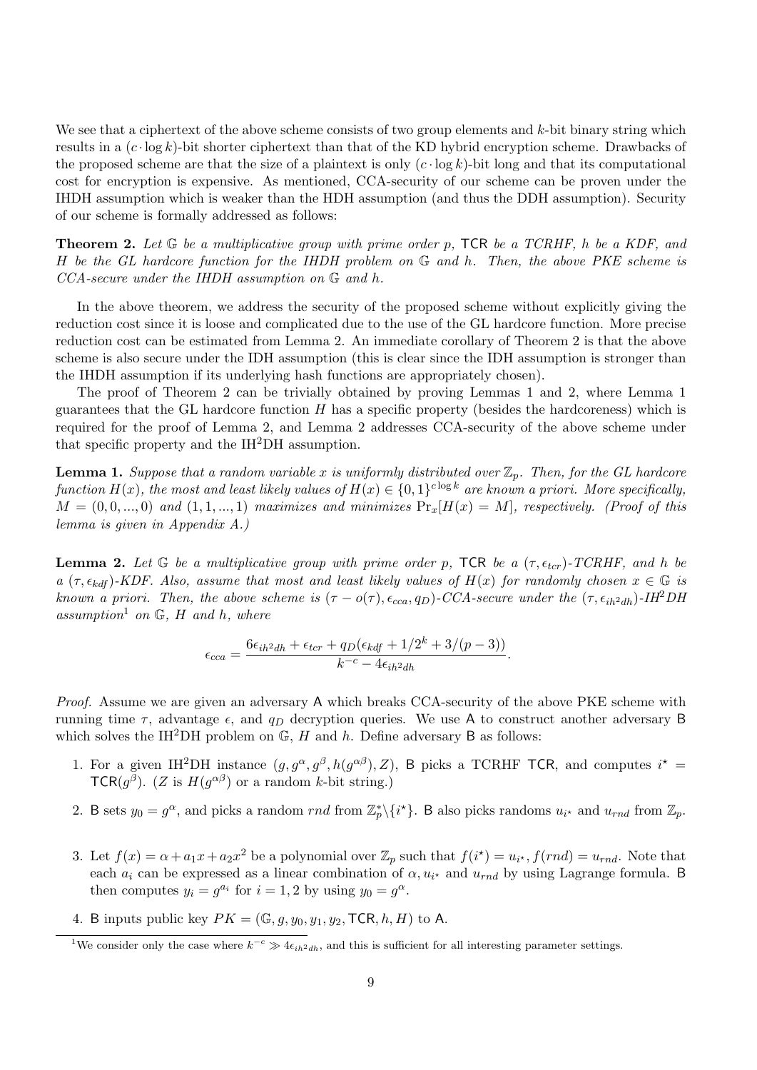We see that a ciphertext of the above scheme consists of two group elements and $k$-bit binary string which results in a $(c \cdot \log k)$-bit shorter ciphertext than that of the KD hybrid encryption scheme. Drawbacks of the proposed scheme are that the size of a plaintext is only $(c \cdot \log k)$-bit long and that its computational cost for encryption is expensive. As mentioned, CCA-security of our scheme can be proven under the IHDH assumption which is weaker than the HDH assumption (and thus the DDH assumption). Security of our scheme is formally addressed as follows:

**Theorem 2.** *Let $\mathbb{G}$ be a multiplicative group with prime order $p$, $\mathsf{TCR}$ be a TCRHF, $h$ be a KDF, and $H$ be the GL hardcore function for the IHDH problem on $\mathbb{G}$ and $h$. Then, the above PKE scheme is CCA-secure under the IHDH assumption on $\mathbb{G}$ and $h$.*

In the above theorem, we address the security of the proposed scheme without explicitly giving the reduction cost since it is loose and complicated due to the use of the GL hardcore function. More precise reduction cost can be estimated from Lemma 2. An immediate corollary of Theorem 2 is that the above scheme is also secure under the IDH assumption (this is clear since the IDH assumption is stronger than the IHDH assumption if its underlying hash functions are appropriately chosen).

The proof of Theorem 2 can be trivially obtained by proving Lemmas 1 and 2, where Lemma 1 guarantees that the GL hardcore function $H$ has a specific property (besides the hardcoreness) which is required for the proof of Lemma 2, and Lemma 2 addresses CCA-security of the above scheme under that specific property and the IH$^2$DH assumption.

**Lemma 1.** *Suppose that a random variable $x$ is uniformly distributed over $\mathbb{Z}_p$. Then, for the GL hardcore function $H(x)$, the most and least likely values of $H(x) \in \{0,1\}^{c \log k}$ are known a priori. More specifically, $M = (0, 0, ..., 0)$ and $(1, 1, ..., 1)$ maximizes and minimizes $\Pr_x[H(x) = M]$, respectively. (Proof of this lemma is given in Appendix A.)*

**Lemma 2.** *Let $\mathbb{G}$ be a multiplicative group with prime order $p$, $\mathsf{TCR}$ be a $(\tau, \epsilon_{tcr})$-TCRHF, and $h$ be a $(\tau, \epsilon_{kdf})$-KDF. Also, assume that most and least likely values of $H(x)$ for randomly chosen $x \in \mathbb{G}$ is known a priori. Then, the above scheme is $(\tau - o(\tau), \epsilon_{cca}, q_D)$-CCA-secure under the $(\tau, \epsilon_{ih^2dh})$-IH$^2$DH assumption[1] on $\mathbb{G}$, $H$ and $h$, where*

$$\epsilon_{cca} = \frac{6\epsilon_{ih^2dh} + \epsilon_{tcr} + q_D(\epsilon_{kdf} + 1/2^k + 3/(p-3))}{k^{-c} - 4\epsilon_{ih^2dh}}.$$

*Proof.* Assume we are given an adversary $\mathsf{A}$ which breaks CCA-security of the above PKE scheme with running time $\tau$, advantage $\epsilon$, and $q_D$ decryption queries. We use $\mathsf{A}$ to construct another adversary $\mathsf{B}$ which solves the IH$^2$DH problem on $\mathbb{G}$, $H$ and $h$. Define adversary $\mathsf{B}$ as follows:

1. For a given IH$^2$DH instance $(g, g^\alpha, g^\beta, h(g^{\alpha\beta}), Z)$, $\mathsf{B}$ picks a TCRHF $\mathsf{TCR}$, and computes $i^\star = \mathsf{TCR}(g^\beta)$. ($Z$ is $H(g^{\alpha\beta})$ or a random $k$-bit string.)
2. $\mathsf{B}$ sets $y_0 = g^\alpha$, and picks a random $rnd$ from $\mathbb{Z}_p^* \backslash \{i^\star\}$. $\mathsf{B}$ also picks randoms $u_{i^\star}$ and $u_{rnd}$ from $\mathbb{Z}_p$.
3. Let $f(x) = \alpha + a_1 x + a_2 x^2$ be a polynomial over $\mathbb{Z}_p$ such that $f(i^\star) = u_{i^\star}$, $f(rnd) = u_{rnd}$. Note that each $a_i$ can be expressed as a linear combination of $\alpha$, $u_{i^\star}$ and $u_{rnd}$ by using Lagrange formula. $\mathsf{B}$ then computes $y_i = g^{a_i}$ for $i = 1, 2$ by using $y_0 = g^\alpha$.
4. $\mathsf{B}$ inputs public key $PK = (\mathbb{G}, g, y_0, y_1, y_2, \mathsf{TCR}, h, H)$ to $\mathsf{A}$.

[1] We consider only the case where $k^{-c} \gg 4\epsilon_{ih^2dh}$, and this is sufficient for all interesting parameter settings.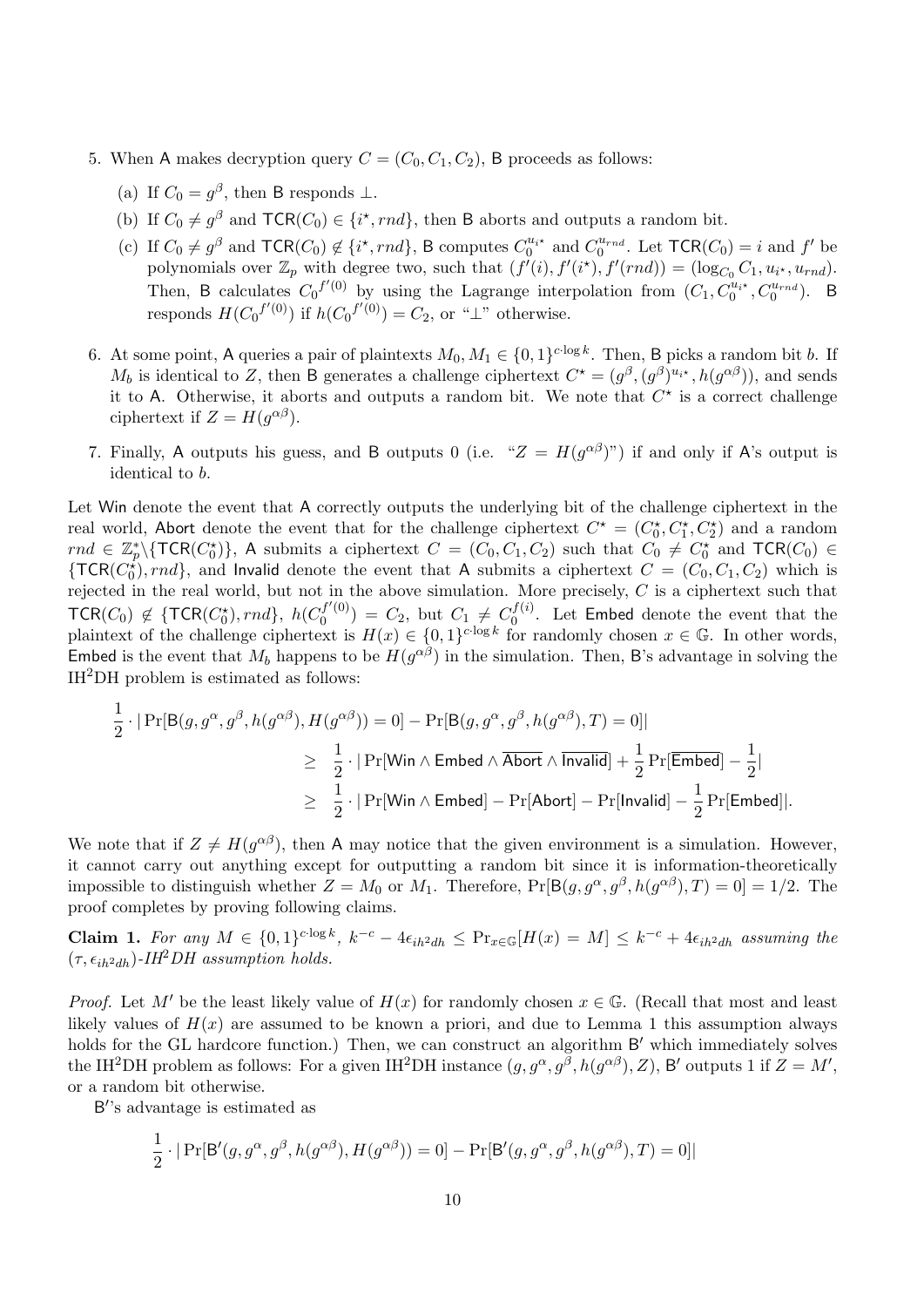5. When A makes decryption query $C = (C_0, C_1, C_2)$, B proceeds as follows:

   (a) If $C_0 = g^\beta$, then B responds $\perp$.

   (b) If $C_0 \neq g^\beta$ and $\mathsf{TCR}(C_0) \in \{i^\star, rnd\}$, then B aborts and outputs a random bit.

   (c) If $C_0 \neq g^\beta$ and $\mathsf{TCR}(C_0) \notin \{i^\star, rnd\}$, B computes $C_0^{u_{i^\star}}$ and $C_0^{u_{rnd}}$. Let $\mathsf{TCR}(C_0) = i$ and $f'$ be polynomials over $\mathbb{Z}_p$ with degree two, such that $(f'(i), f'(i^\star), f'(rnd)) = (\log_{C_0} C_1, u_{i^\star}, u_{rnd})$. Then, B calculates ${C_0}^{f'(0)}$ by using the Lagrange interpolation from $(C_1, C_0^{u_{i^\star}}, C_0^{u_{rnd}})$. B responds $H({C_0}^{f'(0)})$ if $h({C_0}^{f'(0)}) = C_2$, or "$\perp$" otherwise.

6. At some point, A queries a pair of plaintexts $M_0, M_1 \in \{0,1\}^{c \cdot \log k}$. Then, B picks a random bit $b$. If $M_b$ is identical to $Z$, then B generates a challenge ciphertext $C^\star = (g^\beta, (g^\beta)^{u_{i^\star}}, h(g^{\alpha\beta}))$, and sends it to A. Otherwise, it aborts and outputs a random bit. We note that $C^\star$ is a correct challenge ciphertext if $Z = H(g^{\alpha\beta})$.

7. Finally, A outputs his guess, and B outputs 0 (i.e. "$Z = H(g^{\alpha\beta})$") if and only if A's output is identical to $b$.

Let Win denote the event that A correctly outputs the underlying bit of the challenge ciphertext in the real world, Abort denote the event that for the challenge ciphertext $C^\star = (C_0^\star, C_1^\star, C_2^\star)$ and a random $rnd \in \mathbb{Z}_p^* \backslash \{\mathsf{TCR}(C_0^\star)\}$, A submits a ciphertext $C = (C_0, C_1, C_2)$ such that $C_0 \neq C_0^\star$ and $\mathsf{TCR}(C_0) \in \{\mathsf{TCR}(C_0^\star), rnd\}$, and Invalid denote the event that A submits a ciphertext $C = (C_0, C_1, C_2)$ which is rejected in the real world, but not in the above simulation. More precisely, $C$ is a ciphertext such that $\mathsf{TCR}(C_0) \notin \{\mathsf{TCR}(C_0^\star), rnd\}$, $h(C_0^{f'(0)}) = C_2$, but $C_1 \neq C_0^{f(i)}$. Let Embed denote the event that the plaintext of the challenge ciphertext is $H(x) \in \{0,1\}^{c \cdot \log k}$ for randomly chosen $x \in \mathbb{G}$. In other words, Embed is the event that $M_b$ happens to be $H(g^{\alpha\beta})$ in the simulation. Then, B's advantage in solving the IH$^2$DH problem is estimated as follows:

$$
\begin{aligned}
\frac{1}{2} \cdot |\Pr[\mathsf{B}(g, g^\alpha, g^\beta, h(g^{\alpha\beta}), H(g^{\alpha\beta})) = 0] - \Pr[\mathsf{B}(g, g^\alpha, g^\beta, h(g^{\alpha\beta}), T) = 0]| & \\
\geq \frac{1}{2} \cdot |\Pr[\mathsf{Win} \wedge \mathsf{Embed} \wedge \overline{\mathsf{Abort}} \wedge \overline{\mathsf{Invalid}}] + \frac{1}{2}\Pr[\overline{\mathsf{Embed}}] - \frac{1}{2}| & \\
\geq \frac{1}{2} \cdot |\Pr[\mathsf{Win} \wedge \mathsf{Embed}] - \Pr[\mathsf{Abort}] - \Pr[\mathsf{Invalid}] - \frac{1}{2}\Pr[\mathsf{Embed}]|. &
\end{aligned}
$$

We note that if $Z \neq H(g^{\alpha\beta})$, then A may notice that the given environment is a simulation. However, it cannot carry out anything except for outputting a random bit since it is information-theoretically impossible to distinguish whether $Z = M_0$ or $M_1$. Therefore, $\Pr[\mathsf{B}(g, g^\alpha, g^\beta, h(g^{\alpha\beta}), T) = 0] = 1/2$. The proof completes by proving following claims.

**Claim 1.** *For any $M \in \{0,1\}^{c \cdot \log k}$, $k^{-c} - 4\epsilon_{ih^2dh} \leq \Pr_{x \in \mathbb{G}}[H(x) = M] \leq k^{-c} + 4\epsilon_{ih^2dh}$ assuming the $(\tau, \epsilon_{ih^2dh})$-IH$^2$DH assumption holds.*

*Proof.* Let $M'$ be the least likely value of $H(x)$ for randomly chosen $x \in \mathbb{G}$. (Recall that most and least likely values of $H(x)$ are assumed to be known a priori, and due to Lemma 1 this assumption always holds for the GL hardcore function.) Then, we can construct an algorithm $\mathsf{B}'$ which immediately solves the IH$^2$DH problem as follows: For a given IH$^2$DH instance $(g, g^\alpha, g^\beta, h(g^{\alpha\beta}), Z)$, $\mathsf{B}'$ outputs 1 if $Z = M'$, or a random bit otherwise.

$\mathsf{B}'$'s advantage is estimated as

$$
\frac{1}{2} \cdot |\Pr[\mathsf{B}'(g, g^\alpha, g^\beta, h(g^{\alpha\beta}), H(g^{\alpha\beta})) = 0] - \Pr[\mathsf{B}'(g, g^\alpha, g^\beta, h(g^{\alpha\beta}), T) = 0]|
$$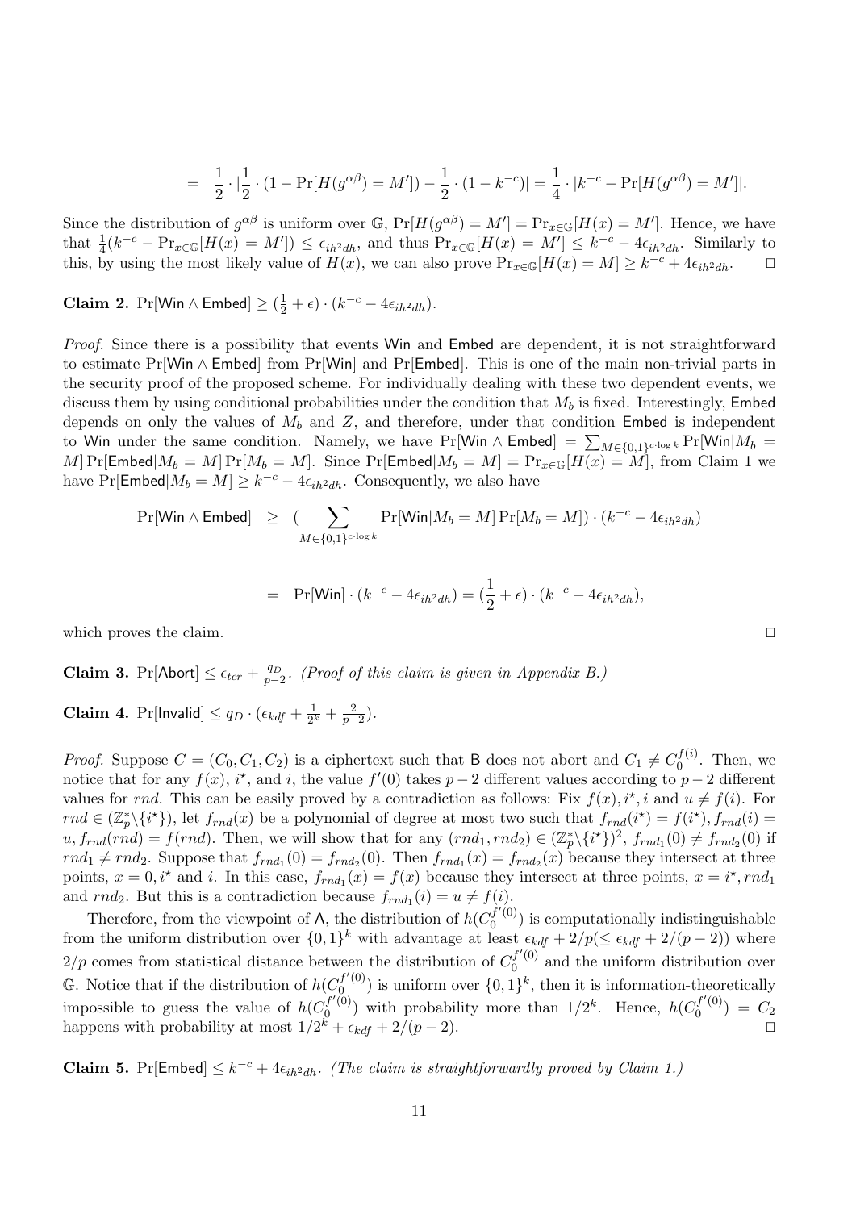$$= \frac{1}{2} \cdot |\frac{1}{2} \cdot (1 - \Pr[H(g^{\alpha\beta}) = M']) - \frac{1}{2} \cdot (1 - k^{-c})| = \frac{1}{4} \cdot |k^{-c} - \Pr[H(g^{\alpha\beta}) = M']|.$$

Since the distribution of $g^{\alpha\beta}$ is uniform over $\mathbb{G}$, $\Pr[H(g^{\alpha\beta}) = M'] = \Pr_{x \in \mathbb{G}}[H(x) = M']$. Hence, we have that $\frac{1}{4}(k^{-c} - \Pr_{x\in\mathbb{G}}[H(x) = M']) \leq \epsilon_{ih^2dh}$, and thus $\Pr_{x\in\mathbb{G}}[H(x) = M'] \leq k^{-c} - 4\epsilon_{ih^2dh}$. Similarly to this, by using the most likely value of $H(x)$, we can also prove $\Pr_{x\in\mathbb{G}}[H(x) = M] \geq k^{-c} + 4\epsilon_{ih^2dh}$. □

**Claim 2.** $\Pr[\mathsf{Win} \wedge \mathsf{Embed}] \geq (\frac{1}{2} + \epsilon) \cdot (k^{-c} - 4\epsilon_{ih^2dh})$.

*Proof.* Since there is a possibility that events Win and Embed are dependent, it is not straightforward to estimate $\Pr[\mathsf{Win} \wedge \mathsf{Embed}]$ from $\Pr[\mathsf{Win}]$ and $\Pr[\mathsf{Embed}]$. This is one of the main non-trivial parts in the security proof of the proposed scheme. For individually dealing with these two dependent events, we discuss them by using conditional probabilities under the condition that $M_b$ is fixed. Interestingly, Embed depends on only the values of $M_b$ and $Z$, and therefore, under that condition Embed is independent to Win under the same condition. Namely, we have $\Pr[\mathsf{Win} \wedge \mathsf{Embed}] = \sum_{M\in\{0,1\}^{c\cdot\log k}} \Pr[\mathsf{Win}|M_b = M] \Pr[\mathsf{Embed}|M_b = M] \Pr[M_b = M]$. Since $\Pr[\mathsf{Embed}|M_b = M] = \Pr_{x\in\mathbb{G}}[H(x) = M]$, from Claim 1 we have $\Pr[\mathsf{Embed}|M_b = M] \geq k^{-c} - 4\epsilon_{ih^2dh}$. Consequently, we also have

$$\Pr[\mathsf{Win} \wedge \mathsf{Embed}] \geq (\sum_{M\in\{0,1\}^{c\cdot\log k}} \Pr[\mathsf{Win}|M_b = M] \Pr[M_b = M]) \cdot (k^{-c} - 4\epsilon_{ih^2dh})$$

$$= \Pr[\mathsf{Win}] \cdot (k^{-c} - 4\epsilon_{ih^2dh}) = (\frac{1}{2} + \epsilon) \cdot (k^{-c} - 4\epsilon_{ih^2dh}),$$

which proves the claim. □

**Claim 3.** $\Pr[\mathsf{Abort}] \leq \epsilon_{tcr} + \frac{q_D}{p-2}$. *(Proof of this claim is given in Appendix B.)*

**Claim 4.** $\Pr[\mathsf{Invalid}] \leq q_D \cdot (\epsilon_{kdf} + \frac{1}{2^k} + \frac{2}{p-2})$.

*Proof.* Suppose $C = (C_0, C_1, C_2)$ is a ciphertext such that B does not abort and $C_1 \neq C_0^{f(i)}$. Then, we notice that for any $f(x)$, $i^\star$, and $i$, the value $f'(0)$ takes $p-2$ different values according to $p-2$ different values for $rnd$. This can be easily proved by a contradiction as follows: Fix $f(x), i^\star$, $i$ and $u \neq f(i)$. For $rnd \in (\mathbb{Z}_p^* \backslash \{i^\star\})$, let $f_{rnd}(x)$ be a polynomial of degree at most two such that $f_{rnd}(i^\star) = f(i^\star), f_{rnd}(i) = u, f_{rnd}(rnd) = f(rnd)$. Then, we will show that for any $(rnd_1, rnd_2) \in (\mathbb{Z}_p^* \backslash \{i^\star\})^2$, $f_{rnd_1}(0) \neq f_{rnd_2}(0)$ if $rnd_1 \neq rnd_2$. Suppose that $f_{rnd_1}(0) = f_{rnd_2}(0)$. Then $f_{rnd_1}(x) = f_{rnd_2}(x)$ because they intersect at three points, $x = 0, i^\star$ and $i$. In this case, $f_{rnd_1}(x) = f(x)$ because they intersect at three points, $x = i^\star, rnd_1$ and $rnd_2$. But this is a contradiction because $f_{rnd_1}(i) = u \neq f(i)$.

Therefore, from the viewpoint of A, the distribution of $h(C_0^{f'(0)})$ is computationally indistinguishable from the uniform distribution over $\{0,1\}^k$ with advantage at least $\epsilon_{kdf} + 2/p (\leq \epsilon_{kdf} + 2/(p-2))$ where $2/p$ comes from statistical distance between the distribution of $C_0^{f'(0)}$ and the uniform distribution over $\mathbb{G}$. Notice that if the distribution of $h(C_0^{f'(0)})$ is uniform over $\{0,1\}^k$, then it is information-theoretically impossible to guess the value of $h(C_0^{f'(0)})$ with probability more than $1/2^k$. Hence, $h(C_0^{f'(0)}) = C_2$ happens with probability at most $1/2^k + \epsilon_{kdf} + 2/(p-2)$. □

**Claim 5.** $\Pr[\mathsf{Embed}] \leq k^{-c} + 4\epsilon_{ih^2dh}$. *(The claim is straightforwardly proved by Claim 1.)*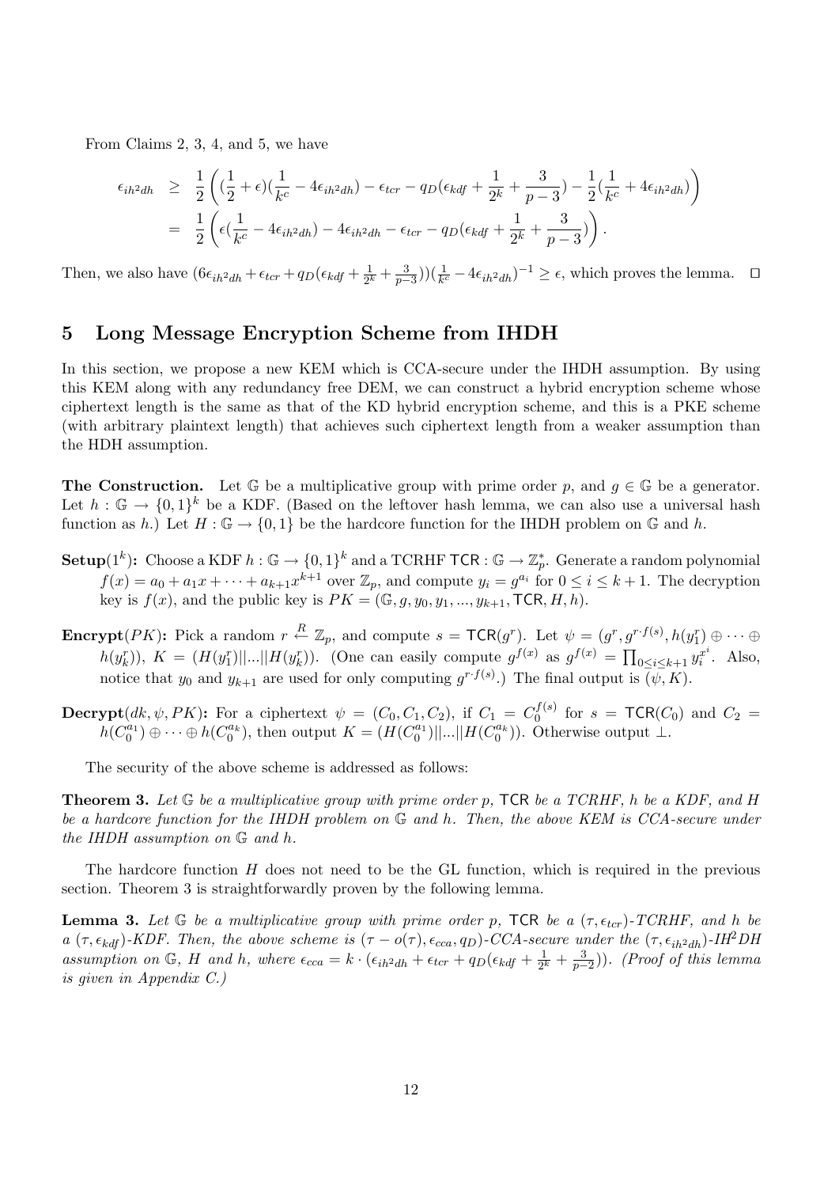From Claims 2, 3, 4, and 5, we have

$$
\begin{aligned}
\epsilon_{ih^2dh} &\geq \frac{1}{2}\left( (\frac{1}{2}+\epsilon)(\frac{1}{k^c} - 4\epsilon_{ih^2dh}) - \epsilon_{tcr} - q_D(\epsilon_{kdf} + \frac{1}{2^k} + \frac{3}{p-3}) - \frac{1}{2}(\frac{1}{k^c} + 4\epsilon_{ih^2dh}) \right) \\
&= \frac{1}{2}\left( \epsilon(\frac{1}{k^c} - 4\epsilon_{ih^2dh}) - 4\epsilon_{ih^2dh} - \epsilon_{tcr} - q_D(\epsilon_{kdf} + \frac{1}{2^k} + \frac{3}{p-3}) \right).
\end{aligned}
$$

Then, we also have $(6\epsilon_{ih^2dh} + \epsilon_{tcr} + q_D(\epsilon_{kdf} + \frac{1}{2^k} + \frac{3}{p-3}))(\frac{1}{k^c} - 4\epsilon_{ih^2dh})^{-1} \geq \epsilon$, which proves the lemma. $\square$

## 5 Long Message Encryption Scheme from IHDH

In this section, we propose a new KEM which is CCA-secure under the IHDH assumption. By using this KEM along with any redundancy free DEM, we can construct a hybrid encryption scheme whose ciphertext length is the same as that of the KD hybrid encryption scheme, and this is a PKE scheme (with arbitrary plaintext length) that achieves such ciphertext length from a weaker assumption than the HDH assumption.

**The Construction.** Let $\mathbb{G}$ be a multiplicative group with prime order $p$, and $g \in \mathbb{G}$ be a generator. Let $h : \mathbb{G} \to \{0,1\}^k$ be a KDF. (Based on the leftover hash lemma, we can also use a universal hash function as $h$.) Let $H : \mathbb{G} \to \{0,1\}$ be the hardcore function for the IHDH problem on $\mathbb{G}$ and $h$.

**Setup**$(1^k)$**:** Choose a KDF $h : \mathbb{G} \to \{0,1\}^k$ and a TCRHF $\mathsf{TCR} : \mathbb{G} \to \mathbb{Z}_p^*$. Generate a random polynomial $f(x) = a_0 + a_1 x + \cdots + a_{k+1}x^{k+1}$ over $\mathbb{Z}_p$, and compute $y_i = g^{a_i}$ for $0 \leq i \leq k+1$. The decryption key is $f(x)$, and the public key is $PK = (\mathbb{G}, g, y_0, y_1, ..., y_{k+1}, \mathsf{TCR}, H, h)$.

**Encrypt**$(PK)$**:** Pick a random $r \xleftarrow{R} \mathbb{Z}_p$, and compute $s = \mathsf{TCR}(g^r)$. Let $\psi = (g^r, g^{r \cdot f(s)}, h(y_1^r) \oplus \cdots \oplus h(y_k^r))$, $K = (H(y_1^r)||...||H(y_k^r))$. (One can easily compute $g^{f(x)}$ as $g^{f(x)} = \prod_{0 \leq i \leq k+1} y_i^{x^i}$. Also, notice that $y_0$ and $y_{k+1}$ are used for only computing $g^{r \cdot f(s)}$.) The final output is $(\psi, K)$.

**Decrypt**$(dk, \psi, PK)$**:** For a ciphertext $\psi = (C_0, C_1, C_2)$, if $C_1 = C_0^{f(s)}$ for $s = \mathsf{TCR}(C_0)$ and $C_2 = h(C_0^{a_1}) \oplus \cdots \oplus h(C_0^{a_k})$, then output $K = (H(C_0^{a_1})||...||H(C_0^{a_k}))$. Otherwise output $\perp$.

The security of the above scheme is addressed as follows:

**Theorem 3.** *Let $\mathbb{G}$ be a multiplicative group with prime order $p$, $\mathsf{TCR}$ be a TCRHF, $h$ be a KDF, and $H$ be a hardcore function for the IHDH problem on $\mathbb{G}$ and $h$. Then, the above KEM is CCA-secure under the IHDH assumption on $\mathbb{G}$ and $h$.*

The hardcore function $H$ does not need to be the GL function, which is required in the previous section. Theorem 3 is straightforwardly proven by the following lemma.

**Lemma 3.** *Let $\mathbb{G}$ be a multiplicative group with prime order $p$, $\mathsf{TCR}$ be a $(\tau, \epsilon_{tcr})$-TCRHF, and $h$ be a $(\tau, \epsilon_{kdf})$-KDF. Then, the above scheme is $(\tau - o(\tau), \epsilon_{cca}, q_D)$-CCA-secure under the $(\tau, \epsilon_{ih^2dh})$-IH$^2$DH assumption on $\mathbb{G}$, $H$ and $h$, where $\epsilon_{cca} = k \cdot (\epsilon_{ih^2dh} + \epsilon_{tcr} + q_D(\epsilon_{kdf} + \frac{1}{2^k} + \frac{3}{p-2}))$. (Proof of this lemma is given in Appendix C.)*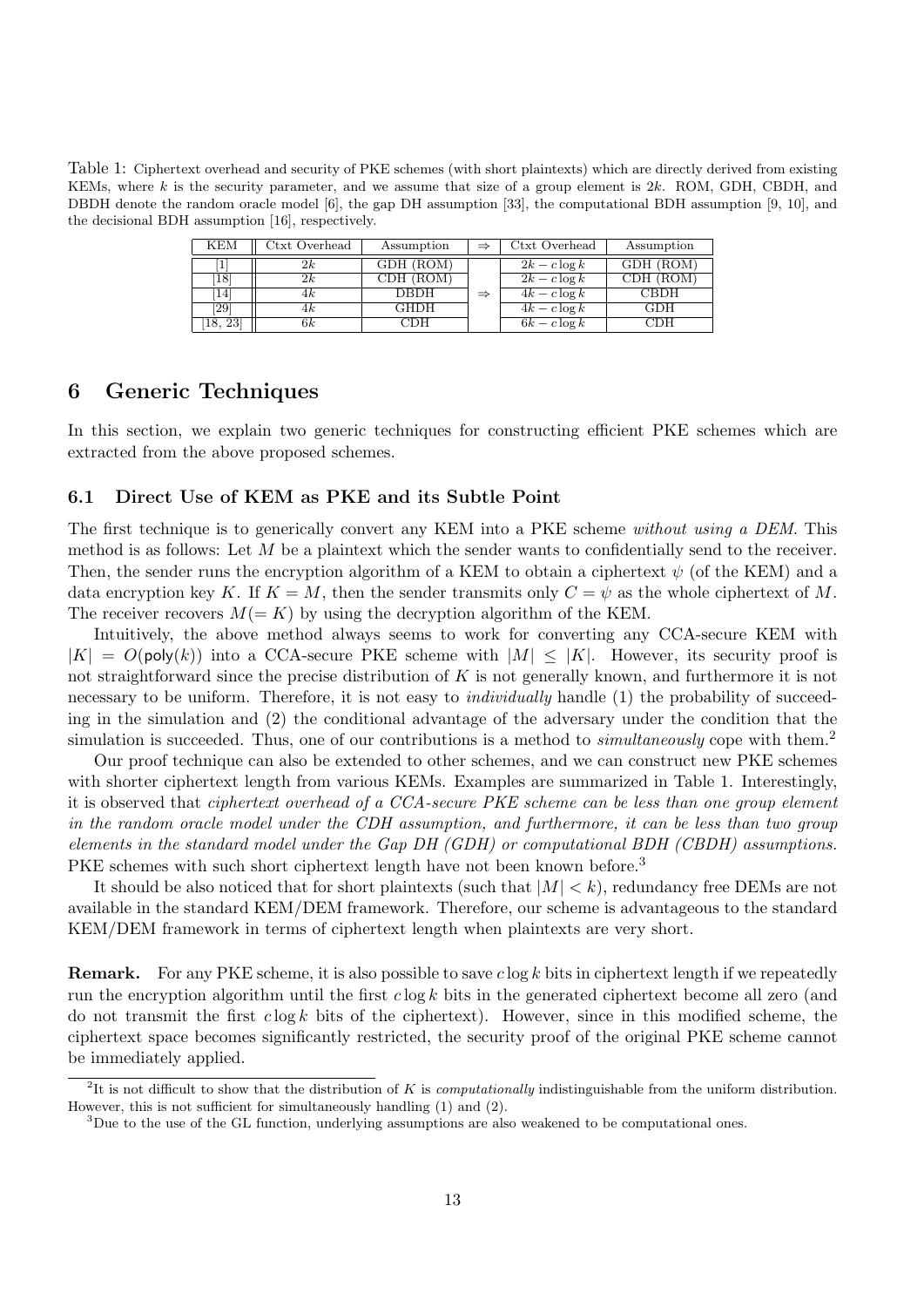Table 1: Ciphertext overhead and security of PKE schemes (with short plaintexts) which are directly derived from existing KEMs, where $k$ is the security parameter, and we assume that size of a group element is $2k$. ROM, GDH, CBDH, and DBDH denote the random oracle model [6], the gap DH assumption [33], the computational BDH assumption [9, 10], and the decisional BDH assumption [16], respectively.

| KEM | Ctxt Overhead | Assumption | $\Rightarrow$ | Ctxt Overhead | Assumption |
|---|---|---|---|---|---|
| [1] | $2k$ | GDH (ROM) | | $2k - c \log k$ | GDH (ROM) |
| [18] | $2k$ | CDH (ROM) | | $2k - c \log k$ | CDH (ROM) |
| [14] | $4k$ | DBDH | $\Rightarrow$ | $4k - c \log k$ | CBDH |
| [29] | $4k$ | GHDH | | $4k - c \log k$ | GDH |
| [18, 23] | $6k$ | CDH | | $6k - c \log k$ | CDH |

# 6 Generic Techniques

In this section, we explain two generic techniques for constructing efficient PKE schemes which are extracted from the above proposed schemes.

## 6.1 Direct Use of KEM as PKE and its Subtle Point

The first technique is to generically convert any KEM into a PKE scheme *without using a DEM*. This method is as follows: Let $M$ be a plaintext which the sender wants to confidentially send to the receiver. Then, the sender runs the encryption algorithm of a KEM to obtain a ciphertext $\psi$ (of the KEM) and a data encryption key $K$. If $K = M$, then the sender transmits only $C = \psi$ as the whole ciphertext of $M$. The receiver recovers $M (= K)$ by using the decryption algorithm of the KEM.

Intuitively, the above method always seems to work for converting any CCA-secure KEM with $|K| = O(\mathsf{poly}(k))$ into a CCA-secure PKE scheme with $|M| \leq |K|$. However, its security proof is not straightforward since the precise distribution of $K$ is not generally known, and furthermore it is not necessary to be uniform. Therefore, it is not easy to *individually* handle (1) the probability of succeeding in the simulation and (2) the conditional advantage of the adversary under the condition that the simulation is succeeded. Thus, one of our contributions is a method to *simultaneously* cope with them.[2]

Our proof technique can also be extended to other schemes, and we can construct new PKE schemes with shorter ciphertext length from various KEMs. Examples are summarized in Table 1. Interestingly, it is observed that *ciphertext overhead of a CCA-secure PKE scheme can be less than one group element in the random oracle model under the CDH assumption, and furthermore, it can be less than two group elements in the standard model under the Gap DH (GDH) or computational BDH (CBDH) assumptions.* PKE schemes with such short ciphertext length have not been known before.[3]

It should be also noticed that for short plaintexts (such that $|M| < k$), redundancy free DEMs are not available in the standard KEM/DEM framework. Therefore, our scheme is advantageous to the standard KEM/DEM framework in terms of ciphertext length when plaintexts are very short.

**Remark.** For any PKE scheme, it is also possible to save $c \log k$ bits in ciphertext length if we repeatedly run the encryption algorithm until the first $c \log k$ bits in the generated ciphertext become all zero (and do not transmit the first $c \log k$ bits of the ciphertext). However, since in this modified scheme, the ciphertext space becomes significantly restricted, the security proof of the original PKE scheme cannot be immediately applied.

---

[2] It is not difficult to show that the distribution of $K$ is *computationally* indistinguishable from the uniform distribution. However, this is not sufficient for simultaneously handling (1) and (2).

[3] Due to the use of the GL function, underlying assumptions are also weakened to be computational ones.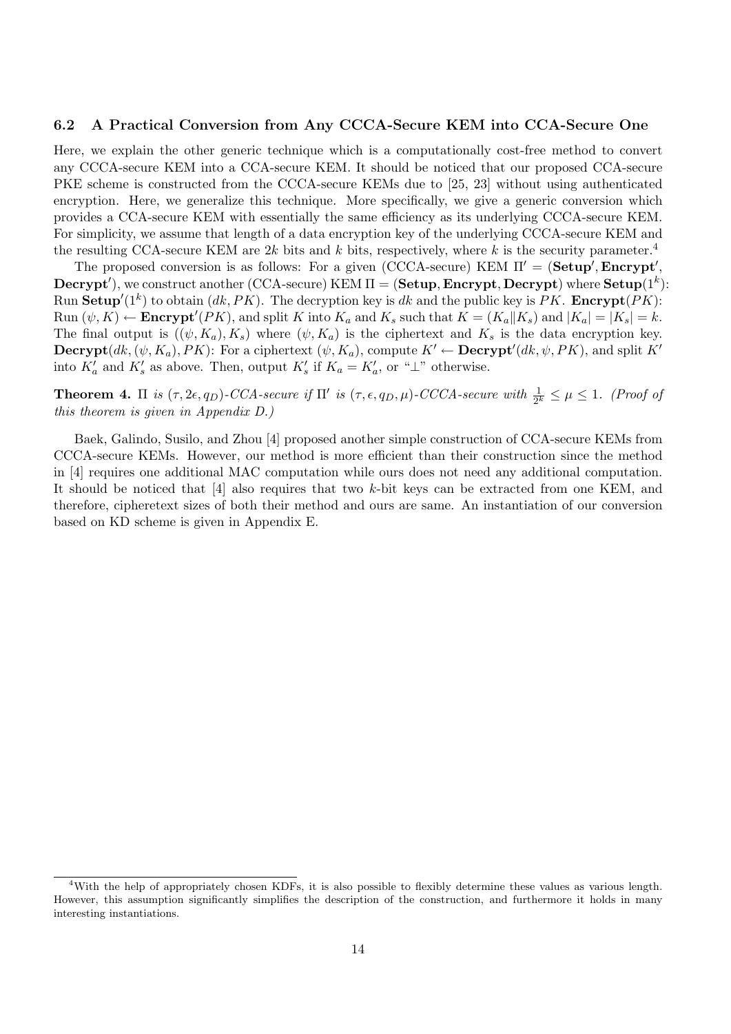### 6.2 A Practical Conversion from Any CCCA-Secure KEM into CCA-Secure One

Here, we explain the other generic technique which is a computationally cost-free method to convert any CCCA-secure KEM into a CCA-secure KEM. It should be noticed that our proposed CCA-secure PKE scheme is constructed from the CCCA-secure KEMs due to [25, 23] without using authenticated encryption. Here, we generalize this technique. More specifically, we give a generic conversion which provides a CCA-secure KEM with essentially the same efficiency as its underlying CCCA-secure KEM. For simplicity, we assume that length of a data encryption key of the underlying CCCA-secure KEM and the resulting CCA-secure KEM are $2k$ bits and $k$ bits, respectively, where $k$ is the security parameter.[4]

The proposed conversion is as follows: For a given (CCCA-secure) KEM $\Pi' = (\mathbf{Setup}', \mathbf{Encrypt}', \mathbf{Decrypt}')$, we construct another (CCA-secure) KEM $\Pi = (\mathbf{Setup}, \mathbf{Encrypt}, \mathbf{Decrypt})$ where $\mathbf{Setup}(1^k)$: Run $\mathbf{Setup}'(1^k)$ to obtain $(dk, PK)$. The decryption key is $dk$ and the public key is $PK$. $\mathbf{Encrypt}(PK)$: Run $(\psi, K) \leftarrow \mathbf{Encrypt}'(PK)$, and split $K$ into $K_a$ and $K_s$ such that $K = (K_a \| K_s)$ and $|K_a| = |K_s| = k$. The final output is $((\psi, K_a), K_s)$ where $(\psi, K_a)$ is the ciphertext and $K_s$ is the data encryption key. $\mathbf{Decrypt}(dk, (\psi, K_a), PK)$: For a ciphertext $(\psi, K_a)$, compute $K' \leftarrow \mathbf{Decrypt}'(dk, \psi, PK)$, and split $K'$ into $K'_a$ and $K'_s$ as above. Then, output $K'_s$ if $K_a = K'_a$, or "$\perp$" otherwise.

**Theorem 4.** *$\Pi$ is $(\tau, 2\epsilon, q_D)$-CCA-secure if $\Pi'$ is $(\tau, \epsilon, q_D, \mu)$-CCCA-secure with $\frac{1}{2^k} \leq \mu \leq 1$. (Proof of this theorem is given in Appendix D.)*

Baek, Galindo, Susilo, and Zhou [4] proposed another simple construction of CCA-secure KEMs from CCCA-secure KEMs. However, our method is more efficient than their construction since the method in [4] requires one additional MAC computation while ours does not need any additional computation. It should be noticed that [4] also requires that two $k$-bit keys can be extracted from one KEM, and therefore, cipheretext sizes of both their method and ours are same. An instantiation of our conversion based on KD scheme is given in Appendix E.

[4] With the help of appropriately chosen KDFs, it is also possible to flexibly determine these values as various length. However, this assumption significantly simplifies the description of the construction, and furthermore it holds in many interesting instantiations.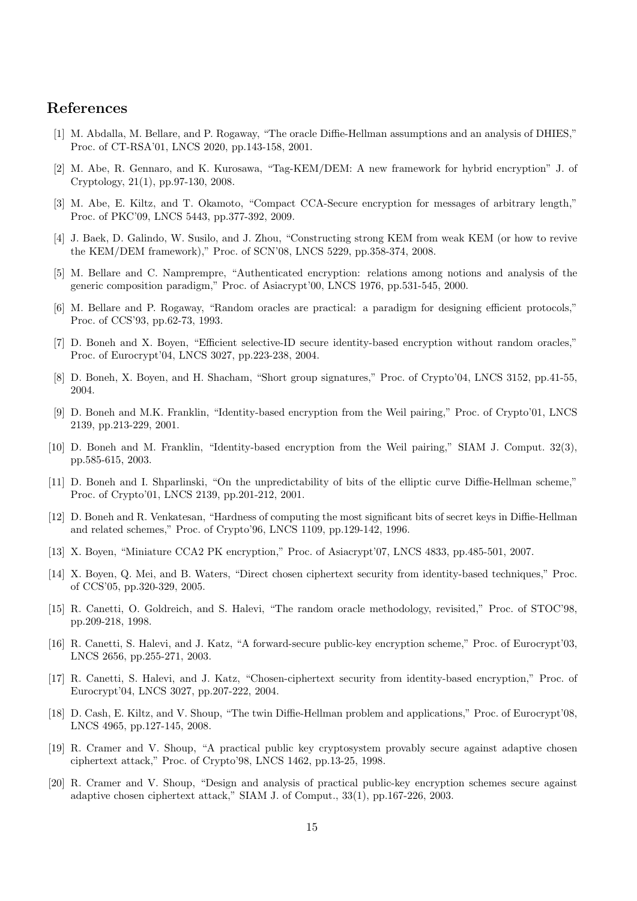## References

[1] M. Abdalla, M. Bellare, and P. Rogaway, "The oracle Diffie-Hellman assumptions and an analysis of DHIES," Proc. of CT-RSA'01, LNCS 2020, pp.143-158, 2001.

[2] M. Abe, R. Gennaro, and K. Kurosawa, "Tag-KEM/DEM: A new framework for hybrid encryption" J. of Cryptology, 21(1), pp.97-130, 2008.

[3] M. Abe, E. Kiltz, and T. Okamoto, "Compact CCA-Secure encryption for messages of arbitrary length," Proc. of PKC'09, LNCS 5443, pp.377-392, 2009.

[4] J. Baek, D. Galindo, W. Susilo, and J. Zhou, "Constructing strong KEM from weak KEM (or how to revive the KEM/DEM framework)," Proc. of SCN'08, LNCS 5229, pp.358-374, 2008.

[5] M. Bellare and C. Namprempre, "Authenticated encryption: relations among notions and analysis of the generic composition paradigm," Proc. of Asiacrypt'00, LNCS 1976, pp.531-545, 2000.

[6] M. Bellare and P. Rogaway, "Random oracles are practical: a paradigm for designing efficient protocols," Proc. of CCS'93, pp.62-73, 1993.

[7] D. Boneh and X. Boyen, "Efficient selective-ID secure identity-based encryption without random oracles," Proc. of Eurocrypt'04, LNCS 3027, pp.223-238, 2004.

[8] D. Boneh, X. Boyen, and H. Shacham, "Short group signatures," Proc. of Crypto'04, LNCS 3152, pp.41-55, 2004.

[9] D. Boneh and M.K. Franklin, "Identity-based encryption from the Weil pairing," Proc. of Crypto'01, LNCS 2139, pp.213-229, 2001.

[10] D. Boneh and M. Franklin, "Identity-based encryption from the Weil pairing," SIAM J. Comput. 32(3), pp.585-615, 2003.

[11] D. Boneh and I. Shparlinski, "On the unpredictability of bits of the elliptic curve Diffie-Hellman scheme," Proc. of Crypto'01, LNCS 2139, pp.201-212, 2001.

[12] D. Boneh and R. Venkatesan, "Hardness of computing the most significant bits of secret keys in Diffie-Hellman and related schemes," Proc. of Crypto'96, LNCS 1109, pp.129-142, 1996.

[13] X. Boyen, "Miniature CCA2 PK encryption," Proc. of Asiacrypt'07, LNCS 4833, pp.485-501, 2007.

[14] X. Boyen, Q. Mei, and B. Waters, "Direct chosen ciphertext security from identity-based techniques," Proc. of CCS'05, pp.320-329, 2005.

[15] R. Canetti, O. Goldreich, and S. Halevi, "The random oracle methodology, revisited," Proc. of STOC'98, pp.209-218, 1998.

[16] R. Canetti, S. Halevi, and J. Katz, "A forward-secure public-key encryption scheme," Proc. of Eurocrypt'03, LNCS 2656, pp.255-271, 2003.

[17] R. Canetti, S. Halevi, and J. Katz, "Chosen-ciphertext security from identity-based encryption," Proc. of Eurocrypt'04, LNCS 3027, pp.207-222, 2004.

[18] D. Cash, E. Kiltz, and V. Shoup, "The twin Diffie-Hellman problem and applications," Proc. of Eurocrypt'08, LNCS 4965, pp.127-145, 2008.

[19] R. Cramer and V. Shoup, "A practical public key cryptosystem provably secure against adaptive chosen ciphertext attack," Proc. of Crypto'98, LNCS 1462, pp.13-25, 1998.

[20] R. Cramer and V. Shoup, "Design and analysis of practical public-key encryption schemes secure against adaptive chosen ciphertext attack," SIAM J. of Comput., 33(1), pp.167-226, 2003.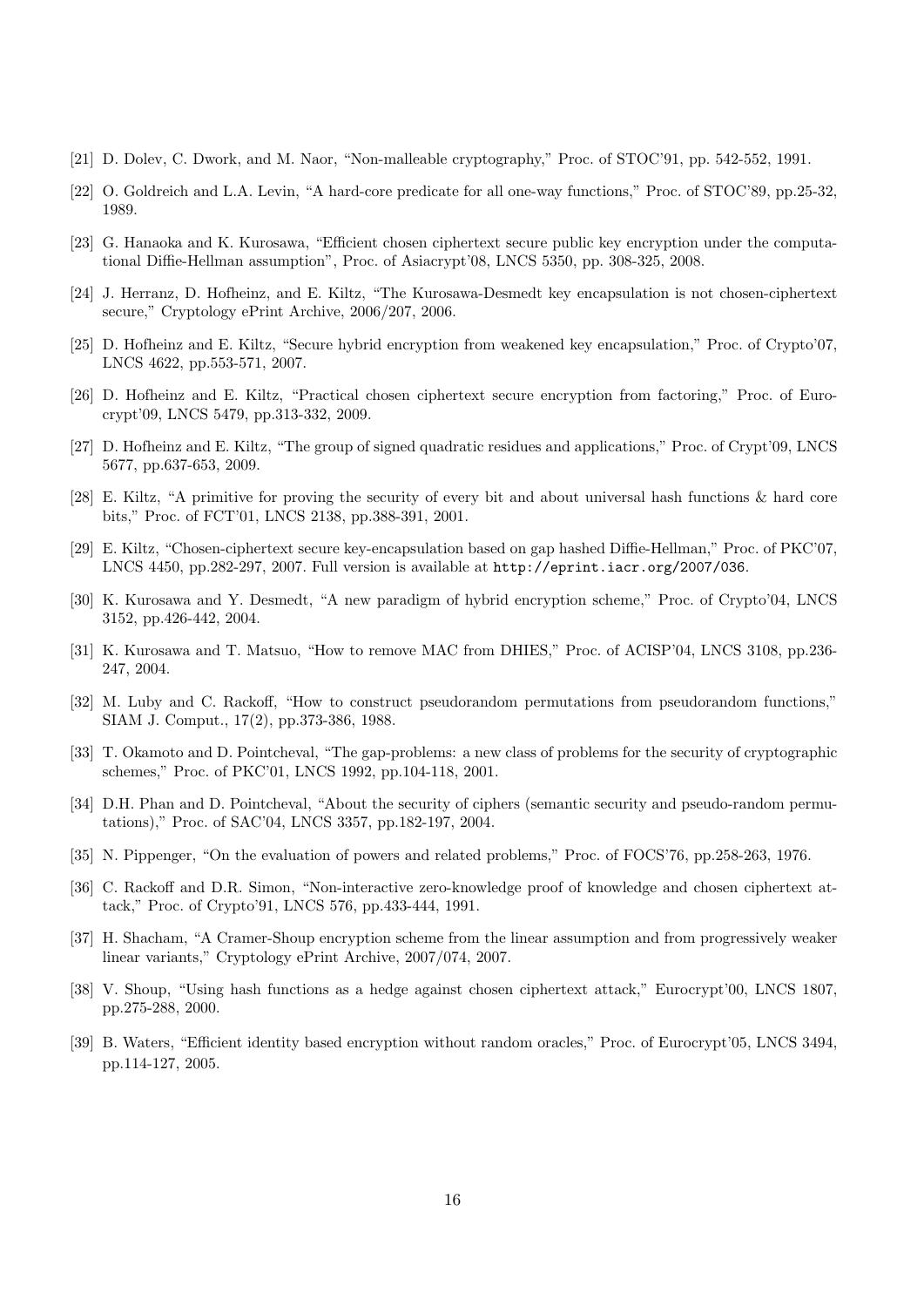[21] D. Dolev, C. Dwork, and M. Naor, "Non-malleable cryptography," Proc. of STOC'91, pp. 542-552, 1991.

[22] O. Goldreich and L.A. Levin, "A hard-core predicate for all one-way functions," Proc. of STOC'89, pp.25-32, 1989.

[23] G. Hanaoka and K. Kurosawa, "Efficient chosen ciphertext secure public key encryption under the computational Diffie-Hellman assumption", Proc. of Asiacrypt'08, LNCS 5350, pp. 308-325, 2008.

[24] J. Herranz, D. Hofheinz, and E. Kiltz, "The Kurosawa-Desmedt key encapsulation is not chosen-ciphertext secure," Cryptology ePrint Archive, 2006/207, 2006.

[25] D. Hofheinz and E. Kiltz, "Secure hybrid encryption from weakened key encapsulation," Proc. of Crypto'07, LNCS 4622, pp.553-571, 2007.

[26] D. Hofheinz and E. Kiltz, "Practical chosen ciphertext secure encryption from factoring," Proc. of Eurocrypt'09, LNCS 5479, pp.313-332, 2009.

[27] D. Hofheinz and E. Kiltz, "The group of signed quadratic residues and applications," Proc. of Crypt'09, LNCS 5677, pp.637-653, 2009.

[28] E. Kiltz, "A primitive for proving the security of every bit and about universal hash functions & hard core bits," Proc. of FCT'01, LNCS 2138, pp.388-391, 2001.

[29] E. Kiltz, "Chosen-ciphertext secure key-encapsulation based on gap hashed Diffie-Hellman," Proc. of PKC'07, LNCS 4450, pp.282-297, 2007. Full version is available at `http://eprint.iacr.org/2007/036`.

[30] K. Kurosawa and Y. Desmedt, "A new paradigm of hybrid encryption scheme," Proc. of Crypto'04, LNCS 3152, pp.426-442, 2004.

[31] K. Kurosawa and T. Matsuo, "How to remove MAC from DHIES," Proc. of ACISP'04, LNCS 3108, pp.236-247, 2004.

[32] M. Luby and C. Rackoff, "How to construct pseudorandom permutations from pseudorandom functions," SIAM J. Comput., 17(2), pp.373-386, 1988.

[33] T. Okamoto and D. Pointcheval, "The gap-problems: a new class of problems for the security of cryptographic schemes," Proc. of PKC'01, LNCS 1992, pp.104-118, 2001.

[34] D.H. Phan and D. Pointcheval, "About the security of ciphers (semantic security and pseudo-random permutations)," Proc. of SAC'04, LNCS 3357, pp.182-197, 2004.

[35] N. Pippenger, "On the evaluation of powers and related problems," Proc. of FOCS'76, pp.258-263, 1976.

[36] C. Rackoff and D.R. Simon, "Non-interactive zero-knowledge proof of knowledge and chosen ciphertext attack," Proc. of Crypto'91, LNCS 576, pp.433-444, 1991.

[37] H. Shacham, "A Cramer-Shoup encryption scheme from the linear assumption and from progressively weaker linear variants," Cryptology ePrint Archive, 2007/074, 2007.

[38] V. Shoup, "Using hash functions as a hedge against chosen ciphertext attack," Eurocrypt'00, LNCS 1807, pp.275-288, 2000.

[39] B. Waters, "Efficient identity based encryption without random oracles," Proc. of Eurocrypt'05, LNCS 3494, pp.114-127, 2005.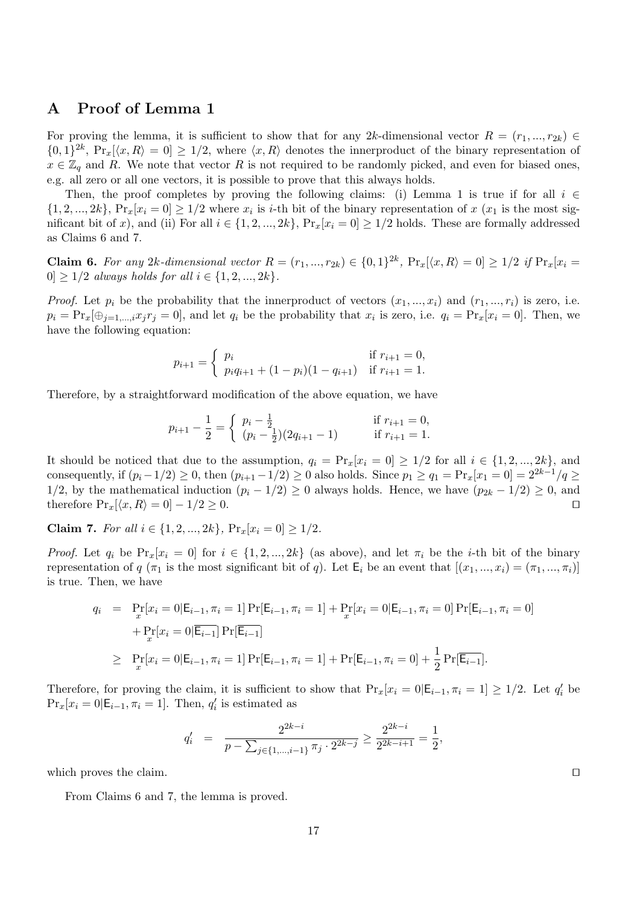## A Proof of Lemma 1

For proving the lemma, it is sufficient to show that for any $2k$-dimensional vector $R = (r_1, ..., r_{2k}) \in \{0,1\}^{2k}$, $\Pr_x[\langle x, R\rangle = 0] \geq 1/2$, where $\langle x, R\rangle$ denotes the innerproduct of the binary representation of $x \in \mathbb{Z}_q$ and $R$. We note that vector $R$ is not required to be randomly picked, and even for biased ones, e.g. all zero or all one vectors, it is possible to prove that this always holds.

Then, the proof completes by proving the following claims: (i) Lemma 1 is true if for all $i \in \{1, 2, ..., 2k\}$, $\Pr_x[x_i = 0] \geq 1/2$ where $x_i$ is $i$-th bit of the binary representation of $x$ ($x_1$ is the most significant bit of $x$), and (ii) For all $i \in \{1, 2, ..., 2k\}$, $\Pr_x[x_i = 0] \geq 1/2$ holds. These are formally addressed as Claims 6 and 7.

**Claim 6.** *For any $2k$-dimensional vector $R = (r_1, ..., r_{2k}) \in \{0,1\}^{2k}$, $\Pr_x[\langle x, R\rangle = 0] \geq 1/2$ if $\Pr_x[x_i = 0] \geq 1/2$ always holds for all $i \in \{1, 2, ..., 2k\}$.*

*Proof.* Let $p_i$ be the probability that the innerproduct of vectors $(x_1, ..., x_i)$ and $(r_1, ..., r_i)$ is zero, i.e. $p_i = \Pr_x[\oplus_{j=1,...,i} x_j r_j = 0]$, and let $q_i$ be the probability that $x_i$ is zero, i.e. $q_i = \Pr_x[x_i = 0]$. Then, we have the following equation:

$$p_{i+1} = \begin{cases} p_i & \text{if } r_{i+1} = 0, \\ p_i q_{i+1} + (1 - p_i)(1 - q_{i+1}) & \text{if } r_{i+1} = 1. \end{cases}$$

Therefore, by a straightforward modification of the above equation, we have

$$p_{i+1} - \frac{1}{2} = \begin{cases} p_i - \frac{1}{2} & \text{if } r_{i+1} = 0, \\ (p_i - \frac{1}{2})(2q_{i+1} - 1) & \text{if } r_{i+1} = 1. \end{cases}$$

It should be noticed that due to the assumption, $q_i = \Pr_x[x_i = 0] \geq 1/2$ for all $i \in \{1, 2, ..., 2k\}$, and consequently, if $(p_i - 1/2) \geq 0$, then $(p_{i+1} - 1/2) \geq 0$ also holds. Since $p_1 \geq q_1 = \Pr_x[x_1 = 0] = 2^{2k-1}/q \geq 1/2$, by the mathematical induction $(p_i - 1/2) \geq 0$ always holds. Hence, we have $(p_{2k} - 1/2) \geq 0$, and therefore $\Pr_x[\langle x, R\rangle = 0] - 1/2 \geq 0$. $\square$

**Claim 7.** *For all $i \in \{1, 2, ..., 2k\}$, $\Pr_x[x_i = 0] \geq 1/2$.*

*Proof.* Let $q_i$ be $\Pr_x[x_i = 0]$ for $i \in \{1, 2, ..., 2k\}$ (as above), and let $\pi_i$ be the $i$-th bit of the binary representation of $q$ ($\pi_1$ is the most significant bit of $q$). Let $\mathsf{E}_i$ be an event that $[(x_1, ..., x_i) = (\pi_1, ..., \pi_i)]$ is true. Then, we have

$$\begin{aligned} q_i &= \Pr_x[x_i = 0|\mathsf{E}_{i-1}, \pi_i = 1]\Pr[\mathsf{E}_{i-1}, \pi_i = 1] + \Pr_x[x_i = 0|\mathsf{E}_{i-1}, \pi_i = 0]\Pr[\mathsf{E}_{i-1}, \pi_i = 0] \\ &\quad + \Pr_x[x_i = 0|\overline{\mathsf{E}_{i-1}}]\Pr[\overline{\mathsf{E}_{i-1}}] \\ &\geq \Pr_x[x_i = 0|\mathsf{E}_{i-1}, \pi_i = 1]\Pr[\mathsf{E}_{i-1}, \pi_i = 1] + \Pr[\mathsf{E}_{i-1}, \pi_i = 0] + \frac{1}{2}\Pr[\overline{\mathsf{E}_{i-1}}]. \end{aligned}$$

Therefore, for proving the claim, it is sufficient to show that $\Pr_x[x_i = 0|\mathsf{E}_{i-1}, \pi_i = 1] \geq 1/2$. Let $q'_i$ be $\Pr_x[x_i = 0|\mathsf{E}_{i-1}, \pi_i = 1]$. Then, $q'_i$ is estimated as

$$q'_i = \frac{2^{2k-i}}{p - \sum_{j \in \{1,...,i-1\}} \pi_j \cdot 2^{2k-j}} \geq \frac{2^{2k-i}}{2^{2k-i+1}} = \frac{1}{2},$$

which proves the claim. $\square$

From Claims 6 and 7, the lemma is proved.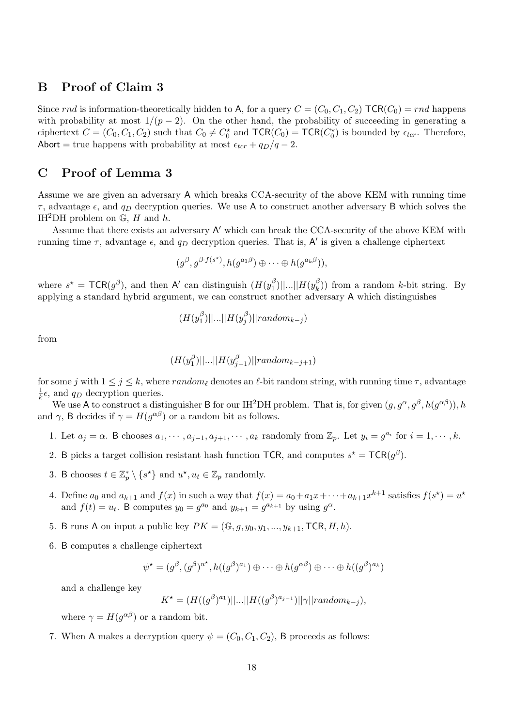## B Proof of Claim 3

Since $rnd$ is information-theoretically hidden to $\mathsf{A}$, for a query $C = (C_0, C_1, C_2)$ $\mathsf{TCR}(C_0) = rnd$ happens with probability at most $1/(p-2)$. On the other hand, the probability of succeeding in generating a ciphertext $C = (C_0, C_1, C_2)$ such that $C_0 \neq C_0^\star$ and $\mathsf{TCR}(C_0) = \mathsf{TCR}(C_0^\star)$ is bounded by $\epsilon_{tcr}$. Therefore, $\mathsf{Abort} = \text{true}$ happens with probability at most $\epsilon_{tcr} + q_D/q - 2$.

## C Proof of Lemma 3

Assume we are given an adversary $\mathsf{A}$ which breaks CCA-security of the above KEM with running time $\tau$, advantage $\epsilon$, and $q_D$ decryption queries. We use $\mathsf{A}$ to construct another adversary $\mathsf{B}$ which solves the $\text{IH}^2\text{DH}$ problem on $\mathbb{G}$, $H$ and $h$.

Assume that there exists an adversary $\mathsf{A}'$ which can break the CCA-security of the above KEM with running time $\tau$, advantage $\epsilon$, and $q_D$ decryption queries. That is, $\mathsf{A}'$ is given a challenge ciphertext

$$(g^\beta, g^{\beta \cdot f(s^\star)}, h(g^{a_1 \beta}) \oplus \cdots \oplus h(g^{a_k \beta})),$$

where $s^\star = \mathsf{TCR}(g^\beta)$, and then $\mathsf{A}'$ can distinguish $(H(y_1^\beta)||...||H(y_k^\beta))$ from a random $k$-bit string. By applying a standard hybrid argument, we can construct another adversary $\mathsf{A}$ which distinguishes

$$(H(y_1^\beta)||...||H(y_j^\beta)||random_{k-j})$$

from

$$(H(y_1^\beta)||...||H(y_{j-1}^\beta)||random_{k-j+1})$$

for some $j$ with $1 \leq j \leq k$, where $random_\ell$ denotes an $\ell$-bit random string, with running time $\tau$, advantage $\frac{1}{k}\epsilon$, and $q_D$ decryption queries.

We use $\mathsf{A}$ to construct a distinguisher $\mathsf{B}$ for our $\text{IH}^2\text{DH}$ problem. That is, for given $(g, g^\alpha, g^\beta, h(g^{\alpha\beta})), h$ and $\gamma$, $\mathsf{B}$ decides if $\gamma = H(g^{\alpha\beta})$ or a random bit as follows.

1. Let $a_j = \alpha$. $\mathsf{B}$ chooses $a_1, \cdots, a_{j-1}, a_{j+1}, \cdots, a_k$ randomly from $\mathbb{Z}_p$. Let $y_i = g^{a_i}$ for $i = 1, \cdots, k$.
2. $\mathsf{B}$ picks a target collision resistant hash function $\mathsf{TCR}$, and computes $s^\star = \mathsf{TCR}(g^\beta)$.
3. $\mathsf{B}$ chooses $t \in \mathbb{Z}_p^* \setminus \{s^\star\}$ and $u^\star, u_t \in \mathbb{Z}_p$ randomly.
4. Define $a_0$ and $a_{k+1}$ and $f(x)$ in such a way that $f(x) = a_0 + a_1 x + \cdots + a_{k+1} x^{k+1}$ satisfies $f(s^\star) = u^\star$ and $f(t) = u_t$. $\mathsf{B}$ computes $y_0 = g^{a_0}$ and $y_{k+1} = g^{a_{k+1}}$ by using $g^\alpha$.
5. $\mathsf{B}$ runs $\mathsf{A}$ on input a public key $PK = (\mathbb{G}, g, y_0, y_1, ..., y_{k+1}, \mathsf{TCR}, H, h)$.
6. $\mathsf{B}$ computes a challenge ciphertext

$$\psi^\star = (g^\beta, (g^\beta)^{u^\star}, h((g^\beta)^{a_1}) \oplus \cdots \oplus h(g^{\alpha\beta}) \oplus \cdots \oplus h((g^\beta)^{a_k})$$

   and a challenge key

$$K^\star = (H((g^\beta)^{a_1})||...||H((g^\beta)^{a_{j-1}})||\gamma||random_{k-j}),$$

   where $\gamma = H(g^{\alpha\beta})$ or a random bit.
7. When $\mathsf{A}$ makes a decryption query $\psi = (C_0, C_1, C_2)$, $\mathsf{B}$ proceeds as follows: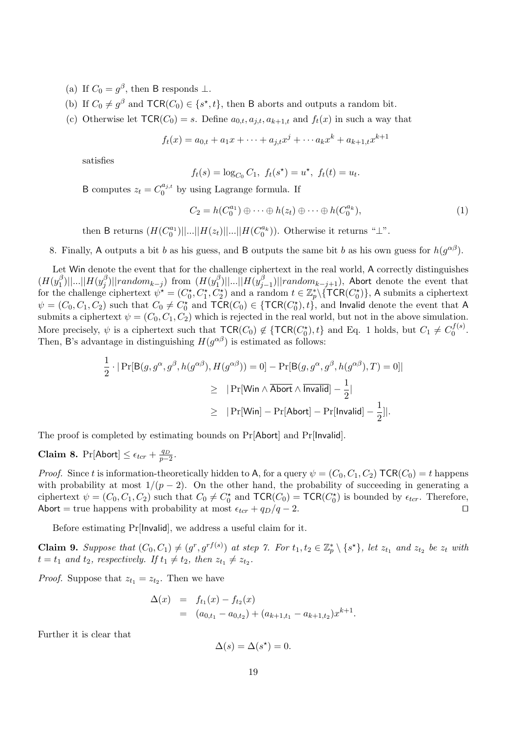(a) If $C_0 = g^\beta$, then B responds $\perp$.

(b) If $C_0 \neq g^\beta$ and $\mathsf{TCR}(C_0) \in \{s^\star, t\}$, then B aborts and outputs a random bit.

(c) Otherwise let $\mathsf{TCR}(C_0) = s$. Define $a_{0,t}, a_{j,t}, a_{k+1,t}$ and $f_t(x)$ in such a way that

$$f_t(x) = a_{0,t} + a_1 x + \cdots + a_{j,t} x^j + \cdots a_k x^k + a_{k+1,t} x^{k+1}$$

satisfies

$$f_t(s) = \log_{C_0} C_1,\ \ f_t(s^\star) = u^\star,\ \ f_t(t) = u_t.$$

B computes $z_t = C_0^{a_{j,t}}$ by using Lagrange formula. If

$$C_2 = h(C_0^{a_1}) \oplus \cdots \oplus h(z_t) \oplus \cdots \oplus h(C_0^{a_k}), \tag{1}$$

then B returns $(H(C_0^{a_1})||...||H(z_t)||...||H(C_0^{a_k}))$. Otherwise it returns "$\perp$".

8. Finally, A outputs a bit $b$ as his guess, and B outputs the same bit $b$ as his own guess for $h(g^{\alpha\beta})$.

Let Win denote the event that for the challenge ciphertext in the real world, A correctly distinguishes $(H(y_1^\beta)||...||H(y_j^\beta)||random_{k-j})$ from $(H(y_1^\beta)||...||H(y_{j-1}^\beta)||random_{k-j+1})$, Abort denote the event that for the challenge ciphertext $\psi^\star = (C_0^\star, C_1^\star, C_2^\star)$ and a random $t \in \mathbb{Z}_p^* \backslash \{\mathsf{TCR}(C_0^\star)\}$, A submits a ciphertext $\psi = (C_0, C_1, C_2)$ such that $C_0 \neq C_0^\star$ and $\mathsf{TCR}(C_0) \in \{\mathsf{TCR}(C_0^\star), t\}$, and Invalid denote the event that A submits a ciphertext $\psi = (C_0, C_1, C_2)$ which is rejected in the real world, but not in the above simulation. More precisely, $\psi$ is a ciphertext such that $\mathsf{TCR}(C_0) \notin \{\mathsf{TCR}(C_0^\star), t\}$ and Eq. 1 holds, but $C_1 \neq C_0^{f(s)}$. Then, B's advantage in distinguishing $H(g^{\alpha\beta})$ is estimated as follows:

$$\begin{aligned}
\frac{1}{2} \cdot |\Pr[\mathsf{B}(g, g^\alpha, g^\beta, h(g^{\alpha\beta}), H(g^{\alpha\beta})) = 0] - \Pr[\mathsf{B}(g, g^\alpha, g^\beta, h(g^{\alpha\beta}), T) = 0]| \\
\geq\ |\Pr[\mathsf{Win} \wedge \overline{\mathsf{Abort}} \wedge \overline{\mathsf{Invalid}}] - \frac{1}{2}| \\
\geq\ |\Pr[\mathsf{Win}] - \Pr[\mathsf{Abort}] - \Pr[\mathsf{Invalid}] - \frac{1}{2}]|.
\end{aligned}$$

The proof is completed by estimating bounds on $\Pr[\mathsf{Abort}]$ and $\Pr[\mathsf{Invalid}]$.

**Claim 8.** $\Pr[\mathsf{Abort}] \leq \epsilon_{tcr} + \frac{q_D}{p-2}$.

*Proof.* Since $t$ is information-theoretically hidden to A, for a query $\psi = (C_0, C_1, C_2)$ $\mathsf{TCR}(C_0) = t$ happens with probability at most $1/(p-2)$. On the other hand, the probability of succeeding in generating a ciphertext $\psi = (C_0, C_1, C_2)$ such that $C_0 \neq C_0^\star$ and $\mathsf{TCR}(C_0) = \mathsf{TCR}(C_0^\star)$ is bounded by $\epsilon_{tcr}$. Therefore, Abort = true happens with probability at most $\epsilon_{tcr} + q_D/q - 2$. ◻

Before estimating $\Pr[\mathsf{Invalid}]$, we address a useful claim for it.

**Claim 9.** *Suppose that $(C_0, C_1) \neq (g^r, g^{rf(s)})$ at step 7. For $t_1, t_2 \in \mathbb{Z}_p^* \setminus \{s^\star\}$, let $z_{t_1}$ and $z_{t_2}$ be $z_t$ with $t = t_1$ and $t_2$, respectively. If $t_1 \neq t_2$, then $z_{t_1} \neq z_{t_2}$.*

*Proof.* Suppose that $z_{t_1} = z_{t_2}$. Then we have

$$\begin{aligned}
\Delta(x) &= f_{t_1}(x) - f_{t_2}(x) \\
&= (a_{0,t_1} - a_{0,t_2}) + (a_{k+1,t_1} - a_{k+1,t_2}) x^{k+1}.
\end{aligned}$$

Further it is clear that

$$\Delta(s) = \Delta(s^\star) = 0.$$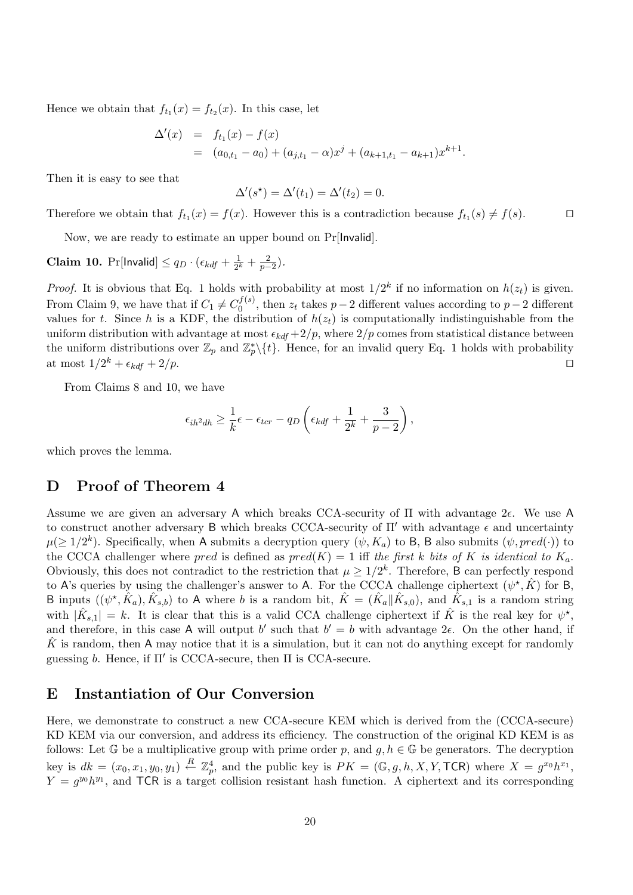Hence we obtain that $f_{t_1}(x) = f_{t_2}(x)$. In this case, let

$$\begin{aligned}\Delta'(x) &= f_{t_1}(x) - f(x) \\ &= (a_{0,t_1} - a_0) + (a_{j,t_1} - \alpha)x^j + (a_{k+1,t_1} - a_{k+1})x^{k+1}.\end{aligned}$$

Then it is easy to see that

$$\Delta'(s^\star) = \Delta'(t_1) = \Delta'(t_2) = 0.$$

Therefore we obtain that $f_{t_1}(x) = f(x)$. However this is a contradiction because $f_{t_1}(s) \neq f(s)$. □

Now, we are ready to estimate an upper bound on $\Pr[\mathsf{Invalid}]$.

**Claim 10.** $\Pr[\mathsf{Invalid}] \leq q_D \cdot (\epsilon_{kdf} + \frac{1}{2^k} + \frac{2}{p-2})$.

*Proof.* It is obvious that Eq. 1 holds with probability at most $1/2^k$ if no information on $h(z_t)$ is given. From Claim 9, we have that if $C_1 \neq C_0^{f(s)}$, then $z_t$ takes $p-2$ different values according to $p-2$ different values for $t$. Since $h$ is a KDF, the distribution of $h(z_t)$ is computationally indistinguishable from the uniform distribution with advantage at most $\epsilon_{kdf} + 2/p$, where $2/p$ comes from statistical distance between the uniform distributions over $\mathbb{Z}_p$ and $\mathbb{Z}_p^* \backslash \{t\}$. Hence, for an invalid query Eq. 1 holds with probability at most $1/2^k + \epsilon_{kdf} + 2/p$. □

From Claims 8 and 10, we have

$$\epsilon_{ih^2dh} \geq \frac{1}{k}\epsilon - \epsilon_{tcr} - q_D\left(\epsilon_{kdf} + \frac{1}{2^k} + \frac{3}{p-2}\right),$$

which proves the lemma.

## D Proof of Theorem 4

Assume we are given an adversary $\mathsf{A}$ which breaks CCA-security of $\Pi$ with advantage $2\epsilon$. We use $\mathsf{A}$ to construct another adversary $\mathsf{B}$ which breaks CCCA-security of $\Pi'$ with advantage $\epsilon$ and uncertainty $\mu (\geq 1/2^k)$. Specifically, when $\mathsf{A}$ submits a decryption query $(\psi, K_a)$ to $\mathsf{B}$, $\mathsf{B}$ also submits $(\psi, pred(\cdot))$ to the CCCA challenger where $pred$ is defined as $pred(K) = 1$ iff *the first $k$ bits of $K$ is identical to $K_a$*. Obviously, this does not contradict to the restriction that $\mu \geq 1/2^k$. Therefore, $\mathsf{B}$ can perfectly respond to $\mathsf{A}$'s queries by using the challenger's answer to $\mathsf{A}$. For the CCCA challenge ciphertext $(\psi^\star, \hat{K})$ for $\mathsf{B}$, $\mathsf{B}$ inputs $((\psi^\star, \hat{K}_a), \hat{K}_{s,b})$ to $\mathsf{A}$ where $b$ is a random bit, $\hat{K} = (\hat{K}_a \| \hat{K}_{s,0})$, and $\hat{K}_{s,1}$ is a random string with $|\hat{K}_{s,1}| = k$. It is clear that this is a valid CCA challenge ciphertext if $\hat{K}$ is the real key for $\psi^\star$, and therefore, in this case $\mathsf{A}$ will output $b'$ such that $b' = b$ with advantage $2\epsilon$. On the other hand, if $\hat{K}$ is random, then $\mathsf{A}$ may notice that it is a simulation, but it can not do anything except for randomly guessing $b$. Hence, if $\Pi'$ is CCCA-secure, then $\Pi$ is CCA-secure.

## E Instantiation of Our Conversion

Here, we demonstrate to construct a new CCA-secure KEM which is derived from the (CCCA-secure) KD KEM via our conversion, and address its efficiency. The construction of the original KD KEM is as follows: Let $\mathbb{G}$ be a multiplicative group with prime order $p$, and $g, h \in \mathbb{G}$ be generators. The decryption key is $dk = (x_0, x_1, y_0, y_1) \stackrel{R}{\leftarrow} \mathbb{Z}_p^4$, and the public key is $PK = (\mathbb{G}, g, h, X, Y, \mathsf{TCR})$ where $X = g^{x_0}h^{x_1}$, $Y = g^{y_0}h^{y_1}$, and $\mathsf{TCR}$ is a target collision resistant hash function. A ciphertext and its corresponding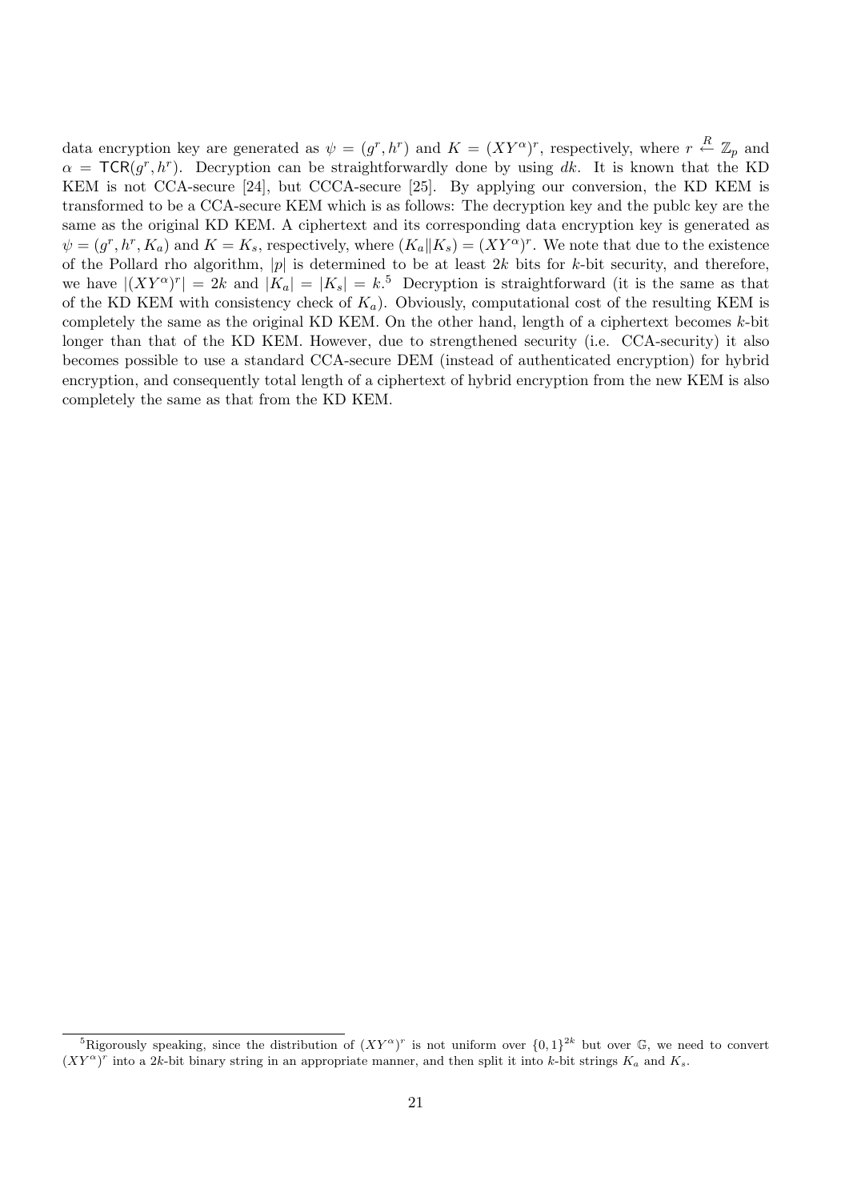data encryption key are generated as $\psi = (g^r, h^r)$ and $K = (XY^\alpha)^r$, respectively, where $r \stackrel{R}{\leftarrow} \mathbb{Z}_p$ and $\alpha = \mathsf{TCR}(g^r, h^r)$. Decryption can be straightforwardly done by using $dk$. It is known that the KD KEM is not CCA-secure [24], but CCCA-secure [25]. By applying our conversion, the KD KEM is transformed to be a CCA-secure KEM which is as follows: The decryption key and the publc key are the same as the original KD KEM. A ciphertext and its corresponding data encryption key is generated as $\psi = (g^r, h^r, K_a)$ and $K = K_s$, respectively, where $(K_a \| K_s) = (XY^\alpha)^r$. We note that due to the existence of the Pollard rho algorithm, $|p|$ is determined to be at least $2k$ bits for $k$-bit security, and therefore, we have $|(XY^\alpha)^r| = 2k$ and $|K_a| = |K_s| = k$.[5] Decryption is straightforward (it is the same as that of the KD KEM with consistency check of $K_a$). Obviously, computational cost of the resulting KEM is completely the same as the original KD KEM. On the other hand, length of a ciphertext becomes $k$-bit longer than that of the KD KEM. However, due to strengthened security (i.e. CCA-security) it also becomes possible to use a standard CCA-secure DEM (instead of authenticated encryption) for hybrid encryption, and consequently total length of a ciphertext of hybrid encryption from the new KEM is also completely the same as that from the KD KEM.

[5] Rigorously speaking, since the distribution of $(XY^\alpha)^r$ is not uniform over $\{0,1\}^{2k}$ but over $\mathbb{G}$, we need to convert $(XY^\alpha)^r$ into a $2k$-bit binary string in an appropriate manner, and then split it into $k$-bit strings $K_a$ and $K_s$.